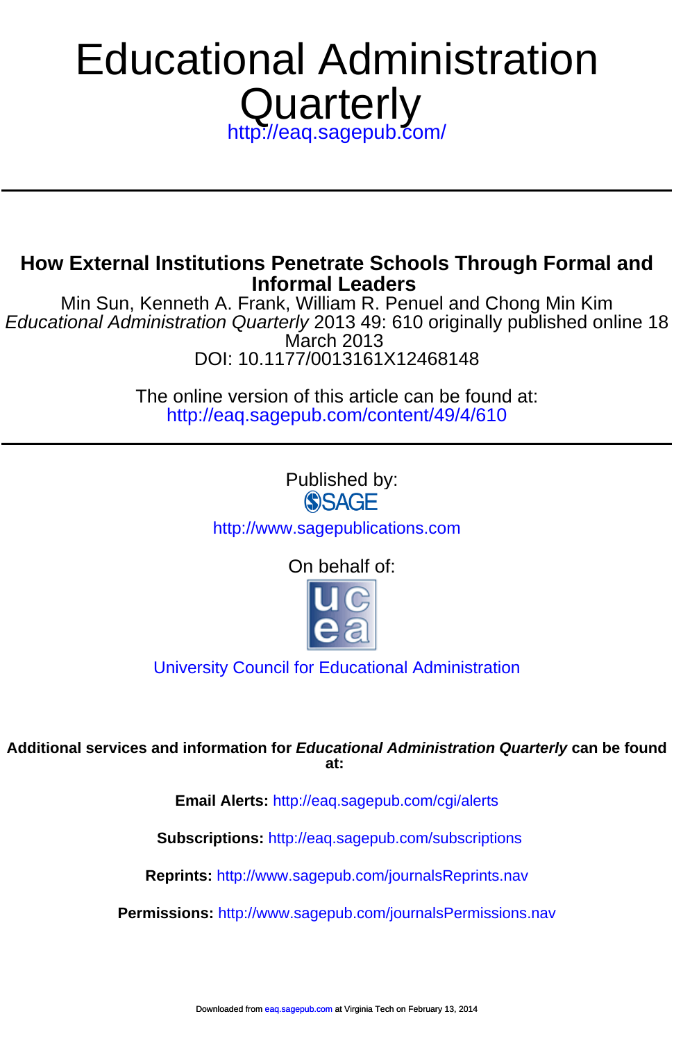# Educational Administration Quarterly

http://eaq.sagepub.com/

---

## How External Institutions Penetrate Schools Through Formal and Informal Leaders

Min Sun, Kenneth A. Frank, William R. Penuel and Chong Min Kim

*Educational Administration Quarterly* 2013 49: 610 originally published online 18 March 2013

DOI: 10.1177/0013161X12468148

The online version of this article can be found at:

http://eaq.sagepub.com/content/49/4/610

---

Published by:

SAGE

http://www.sagepublications.com

On behalf of:

University Council for Educational Administration

**Additional services and information for *Educational Administration Quarterly* can be found at:**

**Email Alerts:** http://eaq.sagepub.com/cgi/alerts

**Subscriptions:** http://eaq.sagepub.com/subscriptions

**Reprints:** http://www.sagepub.com/journalsReprints.nav

**Permissions:** http://www.sagepub.com/journalsPermissions.nav

Downloaded from eaq.sagepub.com at Virginia Tech on February 13, 2014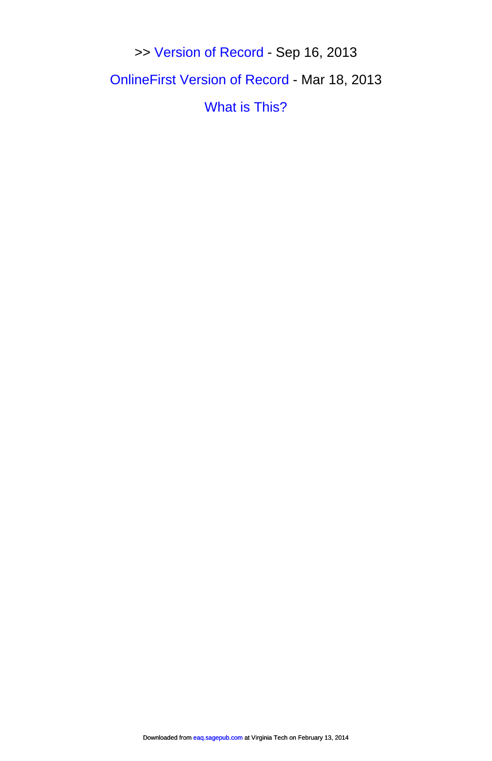>> Version of Record - Sep 16, 2013

OnlineFirst Version of Record - Mar 18, 2013

What is This?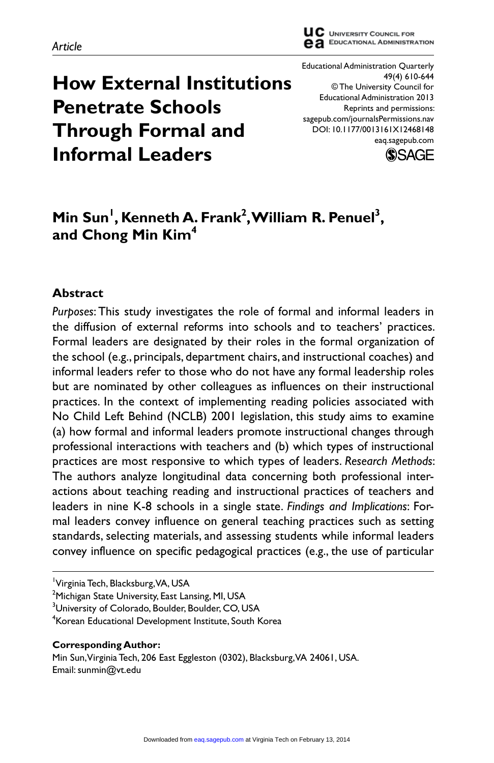Article

# How External Institutions Penetrate Schools Through Formal and Informal Leaders

Educational Administration Quarterly
49(4) 610-644
© The University Council for Educational Administration 2013
Reprints and permissions: sagepub.com/journalsPermissions.nav
DOI: 10.1177/0013161X12468148
eaq.sagepub.com

**Min Sun[1], Kenneth A. Frank[2], William R. Penuel[3], and Chong Min Kim[4]**

## Abstract

*Purposes*: This study investigates the role of formal and informal leaders in the diffusion of external reforms into schools and to teachers' practices. Formal leaders are designated by their roles in the formal organization of the school (e.g., principals, department chairs, and instructional coaches) and informal leaders refer to those who do not have any formal leadership roles but are nominated by other colleagues as influences on their instructional practices. In the context of implementing reading policies associated with No Child Left Behind (NCLB) 2001 legislation, this study aims to examine (a) how formal and informal leaders promote instructional changes through professional interactions with teachers and (b) which types of instructional practices are most responsive to which types of leaders. *Research Methods*: The authors analyze longitudinal data concerning both professional interactions about teaching reading and instructional practices of teachers and leaders in nine K-8 schools in a single state. *Findings and Implications*: Formal leaders convey influence on general teaching practices such as setting standards, selecting materials, and assessing students while informal leaders convey influence on specific pedagogical practices (e.g., the use of particular

[1]Virginia Tech, Blacksburg, VA, USA
[2]Michigan State University, East Lansing, MI, USA
[3]University of Colorado, Boulder, Boulder, CO, USA
[4]Korean Educational Development Institute, South Korea

**Corresponding Author:**
Min Sun, Virginia Tech, 206 East Eggleston (0302), Blacksburg, VA 24061, USA.
Email: sunmin@vt.edu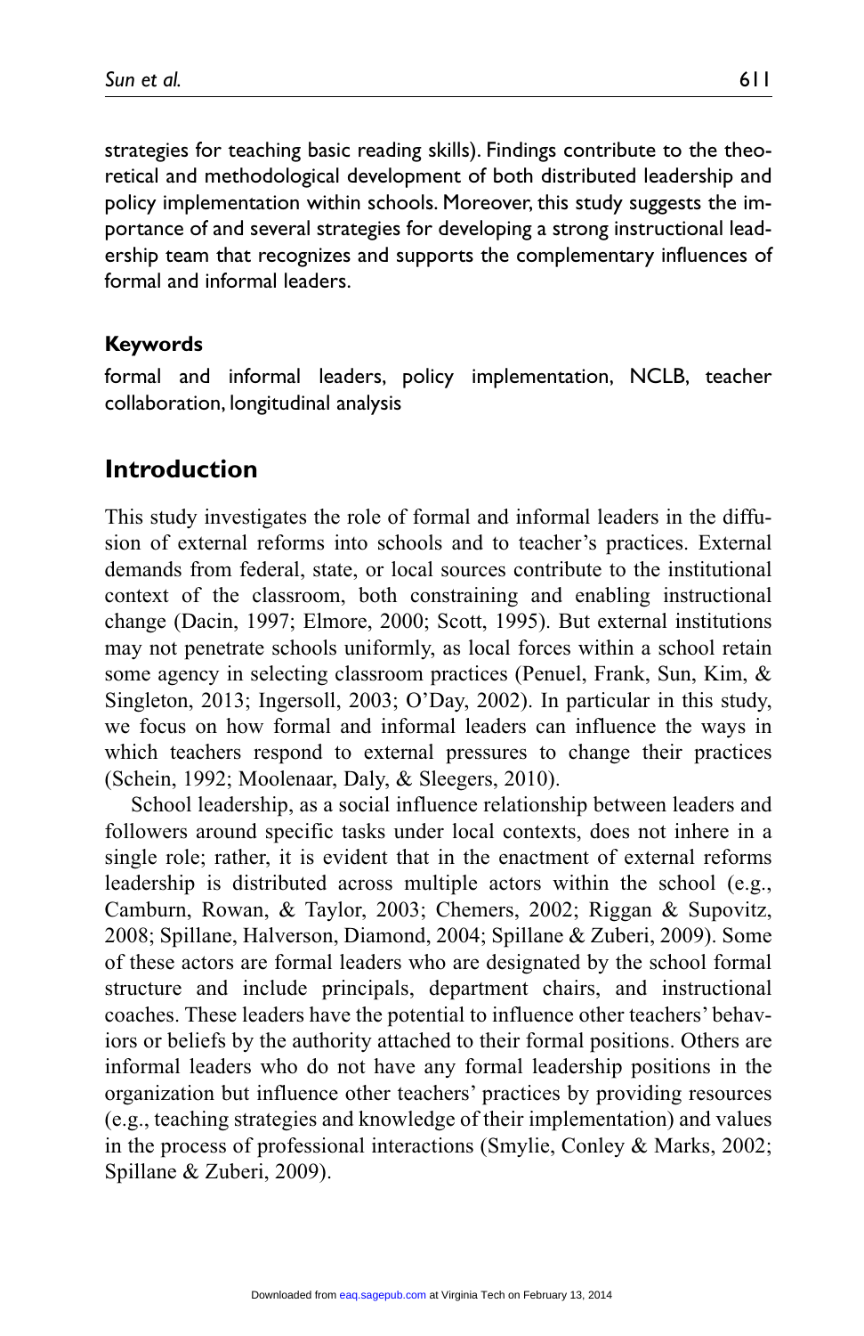strategies for teaching basic reading skills). Findings contribute to the theoretical and methodological development of both distributed leadership and policy implementation within schools. Moreover, this study suggests the importance of and several strategies for developing a strong instructional leadership team that recognizes and supports the complementary influences of formal and informal leaders.

### Keywords

formal and informal leaders, policy implementation, NCLB, teacher collaboration, longitudinal analysis

## Introduction

This study investigates the role of formal and informal leaders in the diffusion of external reforms into schools and to teacher's practices. External demands from federal, state, or local sources contribute to the institutional context of the classroom, both constraining and enabling instructional change (Dacin, 1997; Elmore, 2000; Scott, 1995). But external institutions may not penetrate schools uniformly, as local forces within a school retain some agency in selecting classroom practices (Penuel, Frank, Sun, Kim, & Singleton, 2013; Ingersoll, 2003; O'Day, 2002). In particular in this study, we focus on how formal and informal leaders can influence the ways in which teachers respond to external pressures to change their practices (Schein, 1992; Moolenaar, Daly, & Sleegers, 2010).

School leadership, as a social influence relationship between leaders and followers around specific tasks under local contexts, does not inhere in a single role; rather, it is evident that in the enactment of external reforms leadership is distributed across multiple actors within the school (e.g., Camburn, Rowan, & Taylor, 2003; Chemers, 2002; Riggan & Supovitz, 2008; Spillane, Halverson, Diamond, 2004; Spillane & Zuberi, 2009). Some of these actors are formal leaders who are designated by the school formal structure and include principals, department chairs, and instructional coaches. These leaders have the potential to influence other teachers' behaviors or beliefs by the authority attached to their formal positions. Others are informal leaders who do not have any formal leadership positions in the organization but influence other teachers' practices by providing resources (e.g., teaching strategies and knowledge of their implementation) and values in the process of professional interactions (Smylie, Conley & Marks, 2002; Spillane & Zuberi, 2009).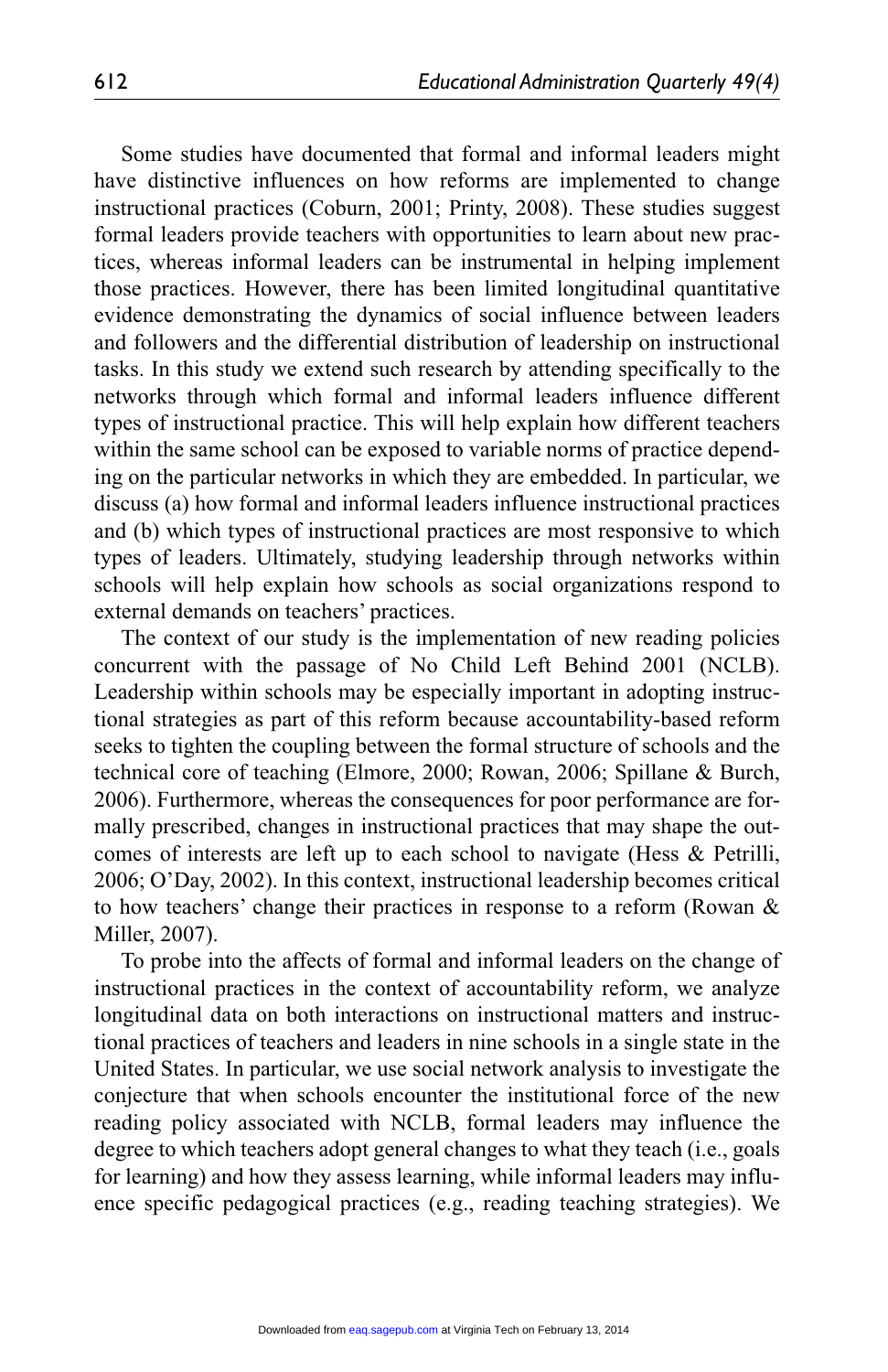Some studies have documented that formal and informal leaders might have distinctive influences on how reforms are implemented to change instructional practices (Coburn, 2001; Printy, 2008). These studies suggest formal leaders provide teachers with opportunities to learn about new practices, whereas informal leaders can be instrumental in helping implement those practices. However, there has been limited longitudinal quantitative evidence demonstrating the dynamics of social influence between leaders and followers and the differential distribution of leadership on instructional tasks. In this study we extend such research by attending specifically to the networks through which formal and informal leaders influence different types of instructional practice. This will help explain how different teachers within the same school can be exposed to variable norms of practice depending on the particular networks in which they are embedded. In particular, we discuss (a) how formal and informal leaders influence instructional practices and (b) which types of instructional practices are most responsive to which types of leaders. Ultimately, studying leadership through networks within schools will help explain how schools as social organizations respond to external demands on teachers' practices.

The context of our study is the implementation of new reading policies concurrent with the passage of No Child Left Behind 2001 (NCLB). Leadership within schools may be especially important in adopting instructional strategies as part of this reform because accountability-based reform seeks to tighten the coupling between the formal structure of schools and the technical core of teaching (Elmore, 2000; Rowan, 2006; Spillane & Burch, 2006). Furthermore, whereas the consequences for poor performance are formally prescribed, changes in instructional practices that may shape the outcomes of interests are left up to each school to navigate (Hess & Petrilli, 2006; O'Day, 2002). In this context, instructional leadership becomes critical to how teachers' change their practices in response to a reform (Rowan & Miller, 2007).

To probe into the affects of formal and informal leaders on the change of instructional practices in the context of accountability reform, we analyze longitudinal data on both interactions on instructional matters and instructional practices of teachers and leaders in nine schools in a single state in the United States. In particular, we use social network analysis to investigate the conjecture that when schools encounter the institutional force of the new reading policy associated with NCLB, formal leaders may influence the degree to which teachers adopt general changes to what they teach (i.e., goals for learning) and how they assess learning, while informal leaders may influence specific pedagogical practices (e.g., reading teaching strategies). We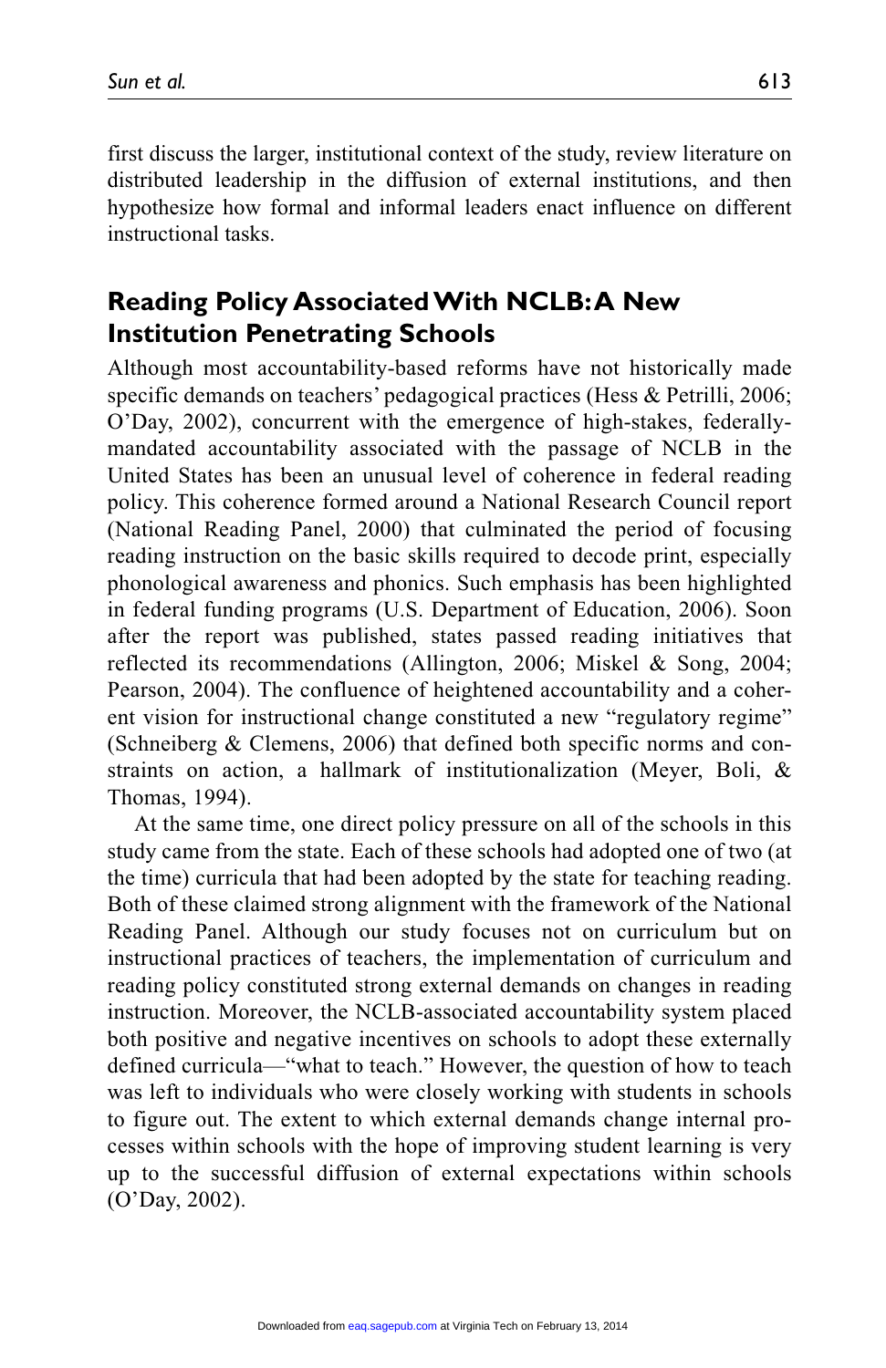first discuss the larger, institutional context of the study, review literature on distributed leadership in the diffusion of external institutions, and then hypothesize how formal and informal leaders enact influence on different instructional tasks.

## Reading Policy Associated With NCLB: A New Institution Penetrating Schools

Although most accountability-based reforms have not historically made specific demands on teachers' pedagogical practices (Hess & Petrilli, 2006; O'Day, 2002), concurrent with the emergence of high-stakes, federally-mandated accountability associated with the passage of NCLB in the United States has been an unusual level of coherence in federal reading policy. This coherence formed around a National Research Council report (National Reading Panel, 2000) that culminated the period of focusing reading instruction on the basic skills required to decode print, especially phonological awareness and phonics. Such emphasis has been highlighted in federal funding programs (U.S. Department of Education, 2006). Soon after the report was published, states passed reading initiatives that reflected its recommendations (Allington, 2006; Miskel & Song, 2004; Pearson, 2004). The confluence of heightened accountability and a coherent vision for instructional change constituted a new "regulatory regime" (Schneiberg & Clemens, 2006) that defined both specific norms and constraints on action, a hallmark of institutionalization (Meyer, Boli, & Thomas, 1994).

At the same time, one direct policy pressure on all of the schools in this study came from the state. Each of these schools had adopted one of two (at the time) curricula that had been adopted by the state for teaching reading. Both of these claimed strong alignment with the framework of the National Reading Panel. Although our study focuses not on curriculum but on instructional practices of teachers, the implementation of curriculum and reading policy constituted strong external demands on changes in reading instruction. Moreover, the NCLB-associated accountability system placed both positive and negative incentives on schools to adopt these externally defined curricula—"what to teach." However, the question of how to teach was left to individuals who were closely working with students in schools to figure out. The extent to which external demands change internal processes within schools with the hope of improving student learning is very up to the successful diffusion of external expectations within schools (O'Day, 2002).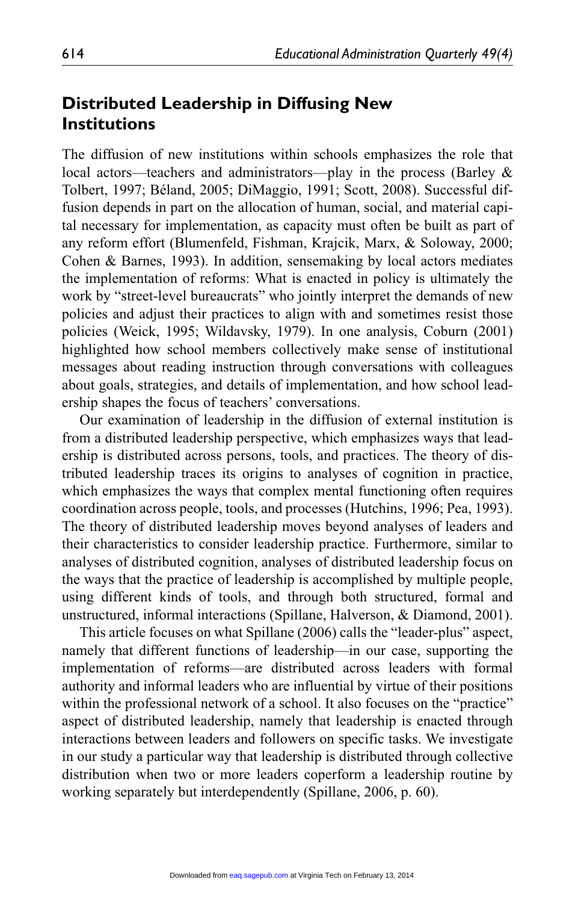## Distributed Leadership in Diffusing New Institutions

The diffusion of new institutions within schools emphasizes the role that local actors—teachers and administrators—play in the process (Barley & Tolbert, 1997; Béland, 2005; DiMaggio, 1991; Scott, 2008). Successful diffusion depends in part on the allocation of human, social, and material capital necessary for implementation, as capacity must often be built as part of any reform effort (Blumenfeld, Fishman, Krajcik, Marx, & Soloway, 2000; Cohen & Barnes, 1993). In addition, sensemaking by local actors mediates the implementation of reforms: What is enacted in policy is ultimately the work by "street-level bureaucrats" who jointly interpret the demands of new policies and adjust their practices to align with and sometimes resist those policies (Weick, 1995; Wildavsky, 1979). In one analysis, Coburn (2001) highlighted how school members collectively make sense of institutional messages about reading instruction through conversations with colleagues about goals, strategies, and details of implementation, and how school leadership shapes the focus of teachers' conversations.

Our examination of leadership in the diffusion of external institution is from a distributed leadership perspective, which emphasizes ways that leadership is distributed across persons, tools, and practices. The theory of distributed leadership traces its origins to analyses of cognition in practice, which emphasizes the ways that complex mental functioning often requires coordination across people, tools, and processes (Hutchins, 1996; Pea, 1993). The theory of distributed leadership moves beyond analyses of leaders and their characteristics to consider leadership practice. Furthermore, similar to analyses of distributed cognition, analyses of distributed leadership focus on the ways that the practice of leadership is accomplished by multiple people, using different kinds of tools, and through both structured, formal and unstructured, informal interactions (Spillane, Halverson, & Diamond, 2001).

This article focuses on what Spillane (2006) calls the "leader-plus" aspect, namely that different functions of leadership—in our case, supporting the implementation of reforms—are distributed across leaders with formal authority and informal leaders who are influential by virtue of their positions within the professional network of a school. It also focuses on the "practice" aspect of distributed leadership, namely that leadership is enacted through interactions between leaders and followers on specific tasks. We investigate in our study a particular way that leadership is distributed through collective distribution when two or more leaders coperform a leadership routine by working separately but interdependently (Spillane, 2006, p. 60).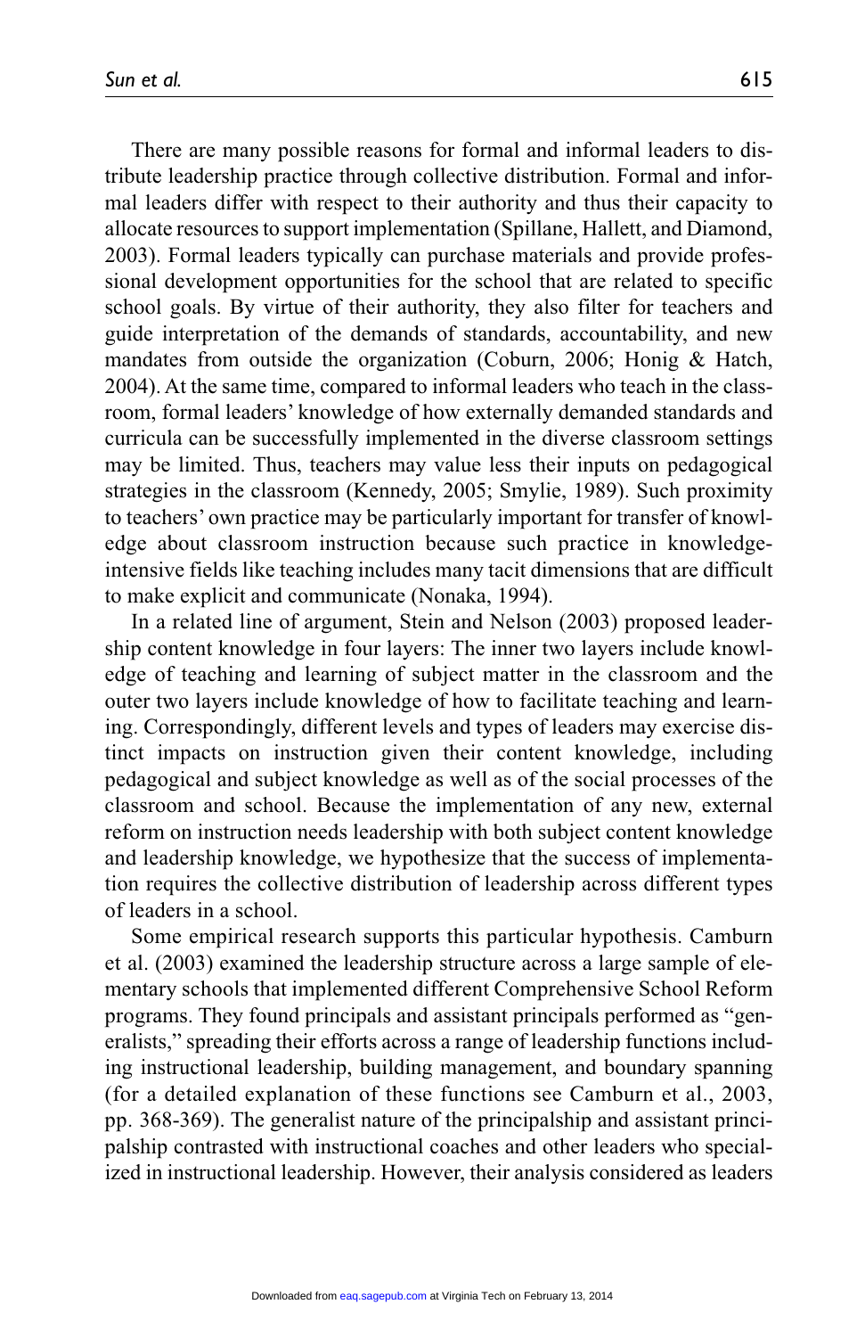There are many possible reasons for formal and informal leaders to distribute leadership practice through collective distribution. Formal and informal leaders differ with respect to their authority and thus their capacity to allocate resources to support implementation (Spillane, Hallett, and Diamond, 2003). Formal leaders typically can purchase materials and provide professional development opportunities for the school that are related to specific school goals. By virtue of their authority, they also filter for teachers and guide interpretation of the demands of standards, accountability, and new mandates from outside the organization (Coburn, 2006; Honig & Hatch, 2004). At the same time, compared to informal leaders who teach in the classroom, formal leaders' knowledge of how externally demanded standards and curricula can be successfully implemented in the diverse classroom settings may be limited. Thus, teachers may value less their inputs on pedagogical strategies in the classroom (Kennedy, 2005; Smylie, 1989). Such proximity to teachers' own practice may be particularly important for transfer of knowledge about classroom instruction because such practice in knowledge-intensive fields like teaching includes many tacit dimensions that are difficult to make explicit and communicate (Nonaka, 1994).

In a related line of argument, Stein and Nelson (2003) proposed leadership content knowledge in four layers: The inner two layers include knowledge of teaching and learning of subject matter in the classroom and the outer two layers include knowledge of how to facilitate teaching and learning. Correspondingly, different levels and types of leaders may exercise distinct impacts on instruction given their content knowledge, including pedagogical and subject knowledge as well as of the social processes of the classroom and school. Because the implementation of any new, external reform on instruction needs leadership with both subject content knowledge and leadership knowledge, we hypothesize that the success of implementation requires the collective distribution of leadership across different types of leaders in a school.

Some empirical research supports this particular hypothesis. Camburn et al. (2003) examined the leadership structure across a large sample of elementary schools that implemented different Comprehensive School Reform programs. They found principals and assistant principals performed as "generalists," spreading their efforts across a range of leadership functions including instructional leadership, building management, and boundary spanning (for a detailed explanation of these functions see Camburn et al., 2003, pp. 368-369). The generalist nature of the principalship and assistant principalship contrasted with instructional coaches and other leaders who specialized in instructional leadership. However, their analysis considered as leaders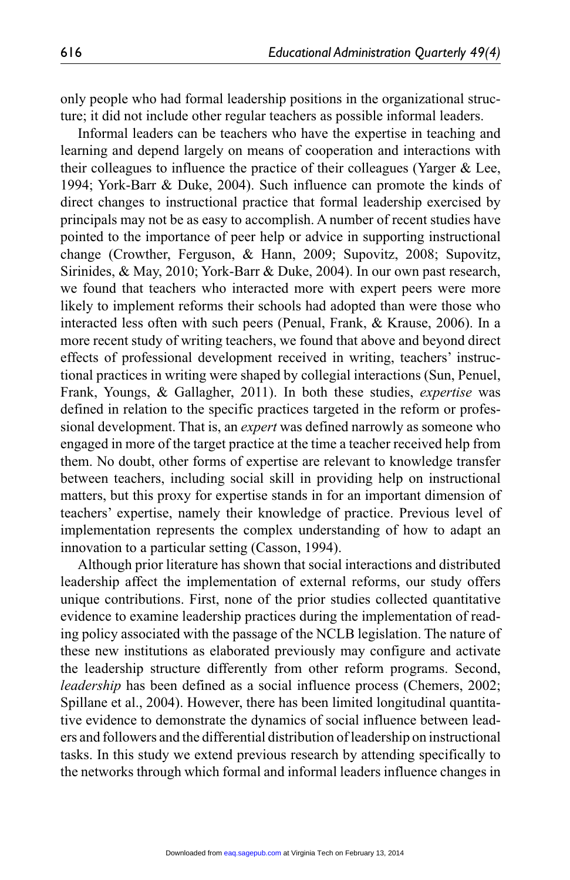only people who had formal leadership positions in the organizational structure; it did not include other regular teachers as possible informal leaders.

Informal leaders can be teachers who have the expertise in teaching and learning and depend largely on means of cooperation and interactions with their colleagues to influence the practice of their colleagues (Yarger & Lee, 1994; York-Barr & Duke, 2004). Such influence can promote the kinds of direct changes to instructional practice that formal leadership exercised by principals may not be as easy to accomplish. A number of recent studies have pointed to the importance of peer help or advice in supporting instructional change (Crowther, Ferguson, & Hann, 2009; Supovitz, 2008; Supovitz, Sirinides, & May, 2010; York-Barr & Duke, 2004). In our own past research, we found that teachers who interacted more with expert peers were more likely to implement reforms their schools had adopted than were those who interacted less often with such peers (Penual, Frank, & Krause, 2006). In a more recent study of writing teachers, we found that above and beyond direct effects of professional development received in writing, teachers' instructional practices in writing were shaped by collegial interactions (Sun, Penuel, Frank, Youngs, & Gallagher, 2011). In both these studies, *expertise* was defined in relation to the specific practices targeted in the reform or professional development. That is, an *expert* was defined narrowly as someone who engaged in more of the target practice at the time a teacher received help from them. No doubt, other forms of expertise are relevant to knowledge transfer between teachers, including social skill in providing help on instructional matters, but this proxy for expertise stands in for an important dimension of teachers' expertise, namely their knowledge of practice. Previous level of implementation represents the complex understanding of how to adapt an innovation to a particular setting (Casson, 1994).

Although prior literature has shown that social interactions and distributed leadership affect the implementation of external reforms, our study offers unique contributions. First, none of the prior studies collected quantitative evidence to examine leadership practices during the implementation of reading policy associated with the passage of the NCLB legislation. The nature of these new institutions as elaborated previously may configure and activate the leadership structure differently from other reform programs. Second, *leadership* has been defined as a social influence process (Chemers, 2002; Spillane et al., 2004). However, there has been limited longitudinal quantitative evidence to demonstrate the dynamics of social influence between leaders and followers and the differential distribution of leadership on instructional tasks. In this study we extend previous research by attending specifically to the networks through which formal and informal leaders influence changes in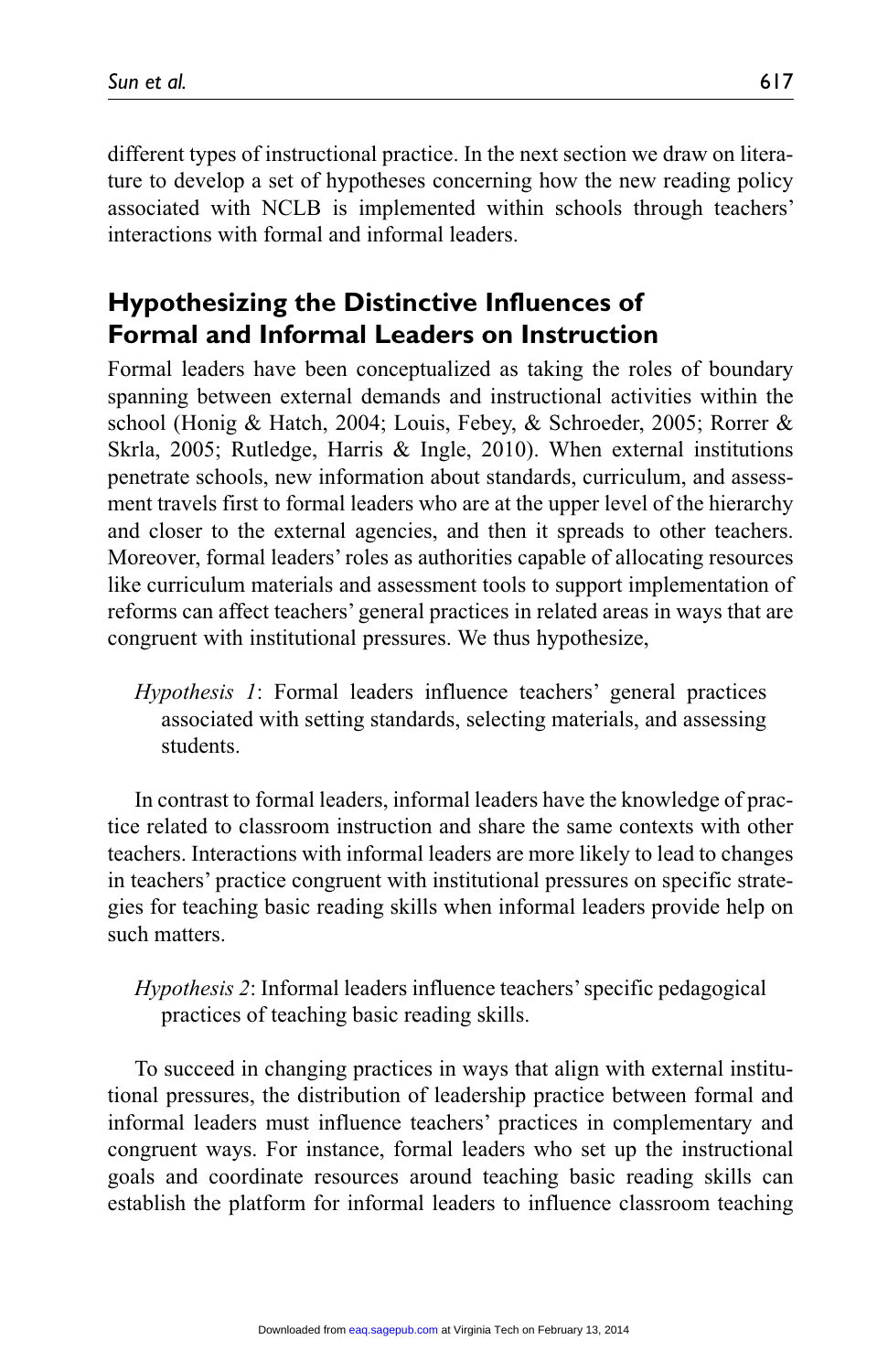different types of instructional practice. In the next section we draw on literature to develop a set of hypotheses concerning how the new reading policy associated with NCLB is implemented within schools through teachers' interactions with formal and informal leaders.

## Hypothesizing the Distinctive Influences of Formal and Informal Leaders on Instruction

Formal leaders have been conceptualized as taking the roles of boundary spanning between external demands and instructional activities within the school (Honig & Hatch, 2004; Louis, Febey, & Schroeder, 2005; Rorrer & Skrla, 2005; Rutledge, Harris & Ingle, 2010). When external institutions penetrate schools, new information about standards, curriculum, and assessment travels first to formal leaders who are at the upper level of the hierarchy and closer to the external agencies, and then it spreads to other teachers. Moreover, formal leaders' roles as authorities capable of allocating resources like curriculum materials and assessment tools to support implementation of reforms can affect teachers' general practices in related areas in ways that are congruent with institutional pressures. We thus hypothesize,

> *Hypothesis 1*: Formal leaders influence teachers' general practices associated with setting standards, selecting materials, and assessing students.

In contrast to formal leaders, informal leaders have the knowledge of practice related to classroom instruction and share the same contexts with other teachers. Interactions with informal leaders are more likely to lead to changes in teachers' practice congruent with institutional pressures on specific strategies for teaching basic reading skills when informal leaders provide help on such matters.

> *Hypothesis 2*: Informal leaders influence teachers' specific pedagogical practices of teaching basic reading skills.

To succeed in changing practices in ways that align with external institutional pressures, the distribution of leadership practice between formal and informal leaders must influence teachers' practices in complementary and congruent ways. For instance, formal leaders who set up the instructional goals and coordinate resources around teaching basic reading skills can establish the platform for informal leaders to influence classroom teaching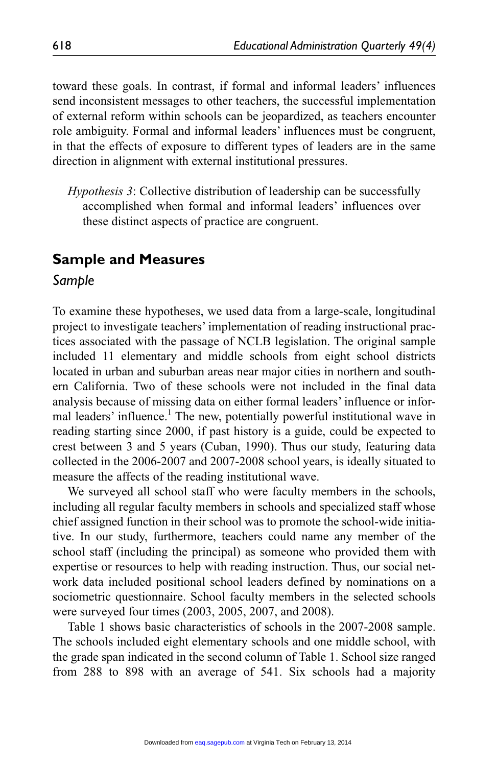toward these goals. In contrast, if formal and informal leaders' influences send inconsistent messages to other teachers, the successful implementation of external reform within schools can be jeopardized, as teachers encounter role ambiguity. Formal and informal leaders' influences must be congruent, in that the effects of exposure to different types of leaders are in the same direction in alignment with external institutional pressures.

> *Hypothesis 3*: Collective distribution of leadership can be successfully accomplished when formal and informal leaders' influences over these distinct aspects of practice are congruent.

## Sample and Measures

### Sample

To examine these hypotheses, we used data from a large-scale, longitudinal project to investigate teachers' implementation of reading instructional practices associated with the passage of NCLB legislation. The original sample included 11 elementary and middle schools from eight school districts located in urban and suburban areas near major cities in northern and southern California. Two of these schools were not included in the final data analysis because of missing data on either formal leaders' influence or informal leaders' influence.[1] The new, potentially powerful institutional wave in reading starting since 2000, if past history is a guide, could be expected to crest between 3 and 5 years (Cuban, 1990). Thus our study, featuring data collected in the 2006-2007 and 2007-2008 school years, is ideally situated to measure the affects of the reading institutional wave.

We surveyed all school staff who were faculty members in the schools, including all regular faculty members in schools and specialized staff whose chief assigned function in their school was to promote the school-wide initiative. In our study, furthermore, teachers could name any member of the school staff (including the principal) as someone who provided them with expertise or resources to help with reading instruction. Thus, our social network data included positional school leaders defined by nominations on a sociometric questionnaire. School faculty members in the selected schools were surveyed four times (2003, 2005, 2007, and 2008).

Table 1 shows basic characteristics of schools in the 2007-2008 sample. The schools included eight elementary schools and one middle school, with the grade span indicated in the second column of Table 1. School size ranged from 288 to 898 with an average of 541. Six schools had a majority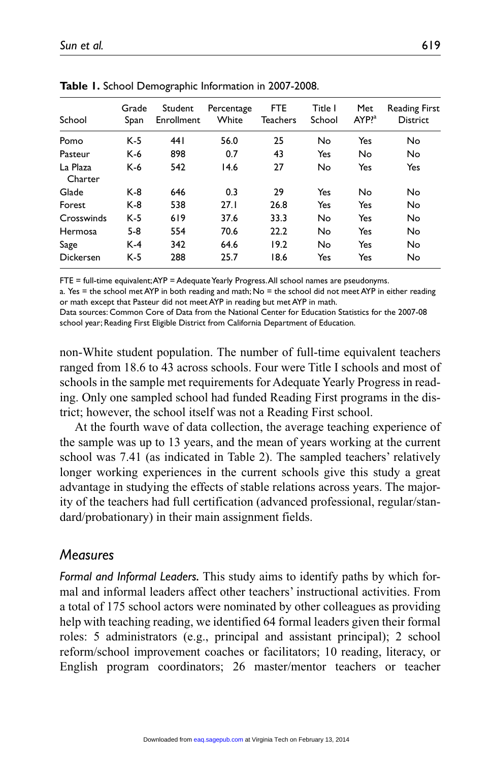**Table 1.** School Demographic Information in 2007-2008.

| School | Grade Span | Student Enrollment | Percentage White | FTE Teachers | Title I School | Met AYP?[a] | Reading First District |
|---|---|---|---|---|---|---|---|
| Pomo | K-5 | 441 | 56.0 | 25 | No | Yes | No |
| Pasteur | K-6 | 898 | 0.7 | 43 | Yes | No | No |
| La Plaza Charter | K-6 | 542 | 14.6 | 27 | No | Yes | Yes |
| Glade | K-8 | 646 | 0.3 | 29 | Yes | No | No |
| Forest | K-8 | 538 | 27.1 | 26.8 | Yes | Yes | No |
| Crosswinds | K-5 | 619 | 37.6 | 33.3 | No | Yes | No |
| Hermosa | 5-8 | 554 | 70.6 | 22.2 | No | Yes | No |
| Sage | K-4 | 342 | 64.6 | 19.2 | No | Yes | No |
| Dickersen | K-5 | 288 | 25.7 | 18.6 | Yes | Yes | No |

FTE = full-time equivalent; AYP = Adequate Yearly Progress. All school names are pseudonyms.
a. Yes = the school met AYP in both reading and math; No = the school did not meet AYP in either reading or math except that Pasteur did not meet AYP in reading but met AYP in math.
Data sources: Common Core of Data from the National Center for Education Statistics for the 2007-08 school year; Reading First Eligible District from California Department of Education.

non-White student population. The number of full-time equivalent teachers ranged from 18.6 to 43 across schools. Four were Title I schools and most of schools in the sample met requirements for Adequate Yearly Progress in reading. Only one sampled school had funded Reading First programs in the district; however, the school itself was not a Reading First school.

At the fourth wave of data collection, the average teaching experience of the sample was up to 13 years, and the mean of years working at the current school was 7.41 (as indicated in Table 2). The sampled teachers' relatively longer working experiences in the current schools give this study a great advantage in studying the effects of stable relations across years. The majority of the teachers had full certification (advanced professional, regular/standard/probationary) in their main assignment fields.

## Measures

*Formal and Informal Leaders.* This study aims to identify paths by which formal and informal leaders affect other teachers' instructional activities. From a total of 175 school actors were nominated by other colleagues as providing help with teaching reading, we identified 64 formal leaders given their formal roles: 5 administrators (e.g., principal and assistant principal); 2 school reform/school improvement coaches or facilitators; 10 reading, literacy, or English program coordinators; 26 master/mentor teachers or teacher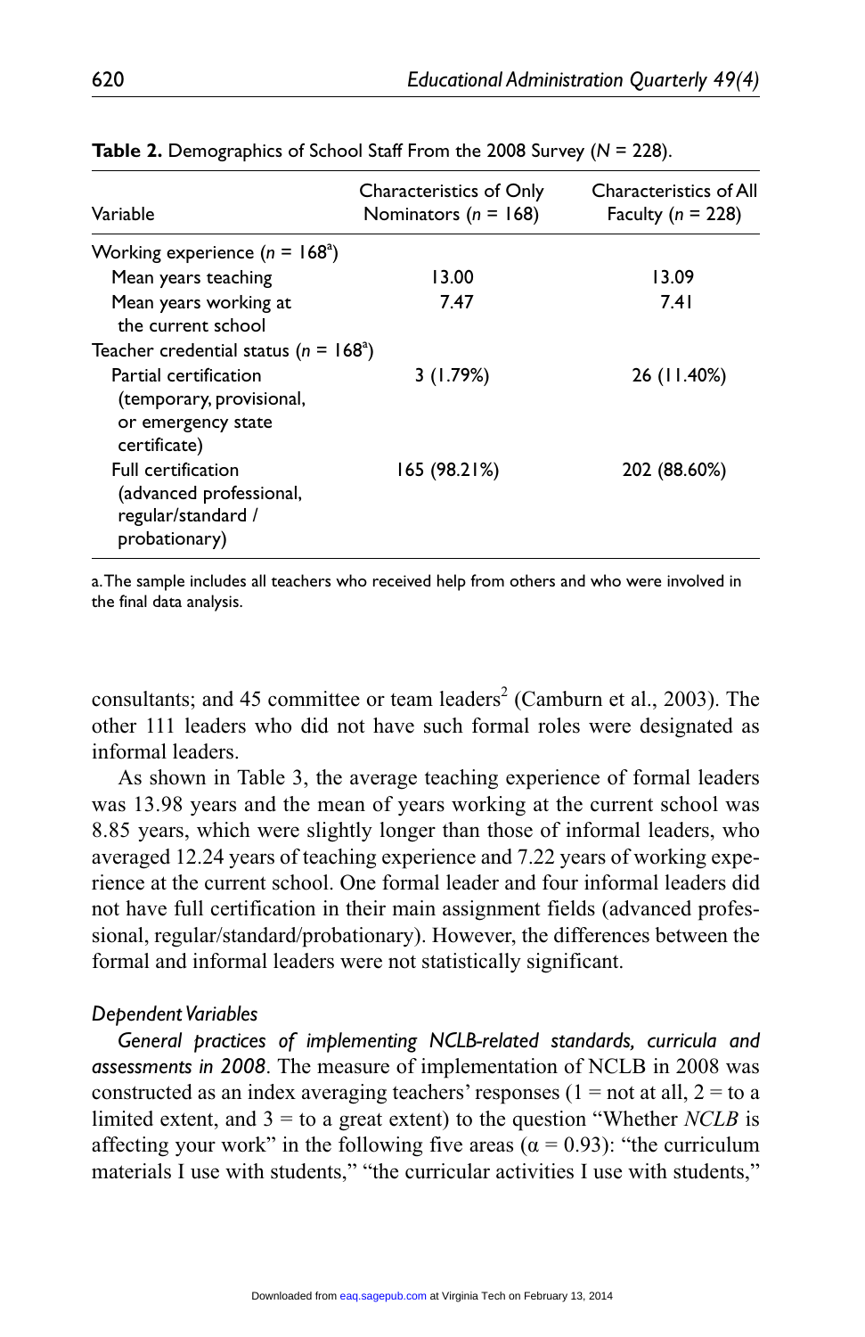**Table 2.** Demographics of School Staff From the 2008 Survey ($N$ = 228).

| Variable | Characteristics of Only Nominators ($n$ = 168) | Characteristics of All Faculty ($n$ = 228) |
|---|---|---|
| Working experience ($n$ = 168[a]) | | |
| Mean years teaching | 13.00 | 13.09 |
| Mean years working at the current school | 7.47 | 7.41 |
| Teacher credential status ($n$ = 168[a]) | | |
| Partial certification (temporary, provisional, or emergency state certificate) | 3 (1.79%) | 26 (11.40%) |
| Full certification (advanced professional, regular/standard / probationary) | 165 (98.21%) | 202 (88.60%) |

a. The sample includes all teachers who received help from others and who were involved in the final data analysis.

consultants; and 45 committee or team leaders[2] (Camburn et al., 2003). The other 111 leaders who did not have such formal roles were designated as informal leaders.

As shown in Table 3, the average teaching experience of formal leaders was 13.98 years and the mean of years working at the current school was 8.85 years, which were slightly longer than those of informal leaders, who averaged 12.24 years of teaching experience and 7.22 years of working experience at the current school. One formal leader and four informal leaders did not have full certification in their main assignment fields (advanced professional, regular/standard/probationary). However, the differences between the formal and informal leaders were not statistically significant.

### Dependent Variables

*General practices of implementing NCLB-related standards, curricula and assessments in 2008*. The measure of implementation of NCLB in 2008 was constructed as an index averaging teachers' responses (1 = not at all, 2 = to a limited extent, and 3 = to a great extent) to the question "Whether *NCLB* is affecting your work" in the following five areas ($\alpha$ = 0.93): "the curriculum materials I use with students," "the curricular activities I use with students,"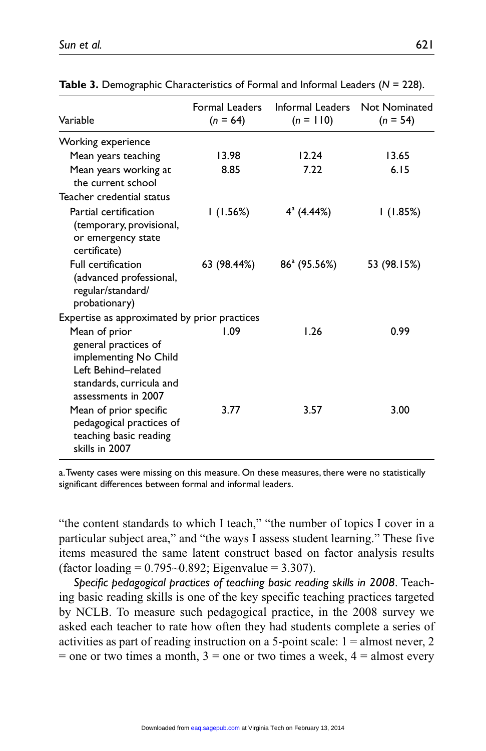**Table 3.** Demographic Characteristics of Formal and Informal Leaders (*N* = 228).

| Variable | Formal Leaders (*n* = 64) | Informal Leaders (*n* = 110) | Not Nominated (*n* = 54) |
|---|---|---|---|
| Working experience | | | |
| Mean years teaching | 13.98 | 12.24 | 13.65 |
| Mean years working at the current school | 8.85 | 7.22 | 6.15 |
| Teacher credential status | | | |
| Partial certification (temporary, provisional, or emergency state certificate) | 1 (1.56%) | 4[a] (4.44%) | 1 (1.85%) |
| Full certification (advanced professional, regular/standard/ probationary) | 63 (98.44%) | 86[a] (95.56%) | 53 (98.15%) |
| Expertise as approximated by prior practices | | | |
| Mean of prior general practices of implementing No Child Left Behind–related standards, curricula and assessments in 2007 | 1.09 | 1.26 | 0.99 |
| Mean of prior specific pedagogical practices of teaching basic reading skills in 2007 | 3.77 | 3.57 | 3.00 |

a. Twenty cases were missing on this measure. On these measures, there were no statistically significant differences between formal and informal leaders.

"the content standards to which I teach," "the number of topics I cover in a particular subject area," and "the ways I assess student learning." These five items measured the same latent construct based on factor analysis results (factor loading = 0.795~0.892; Eigenvalue = 3.307).

*Specific pedagogical practices of teaching basic reading skills in 2008*. Teaching basic reading skills is one of the key specific teaching practices targeted by NCLB. To measure such pedagogical practice, in the 2008 survey we asked each teacher to rate how often they had students complete a series of activities as part of reading instruction on a 5-point scale: 1 = almost never, 2 = one or two times a month, 3 = one or two times a week, 4 = almost every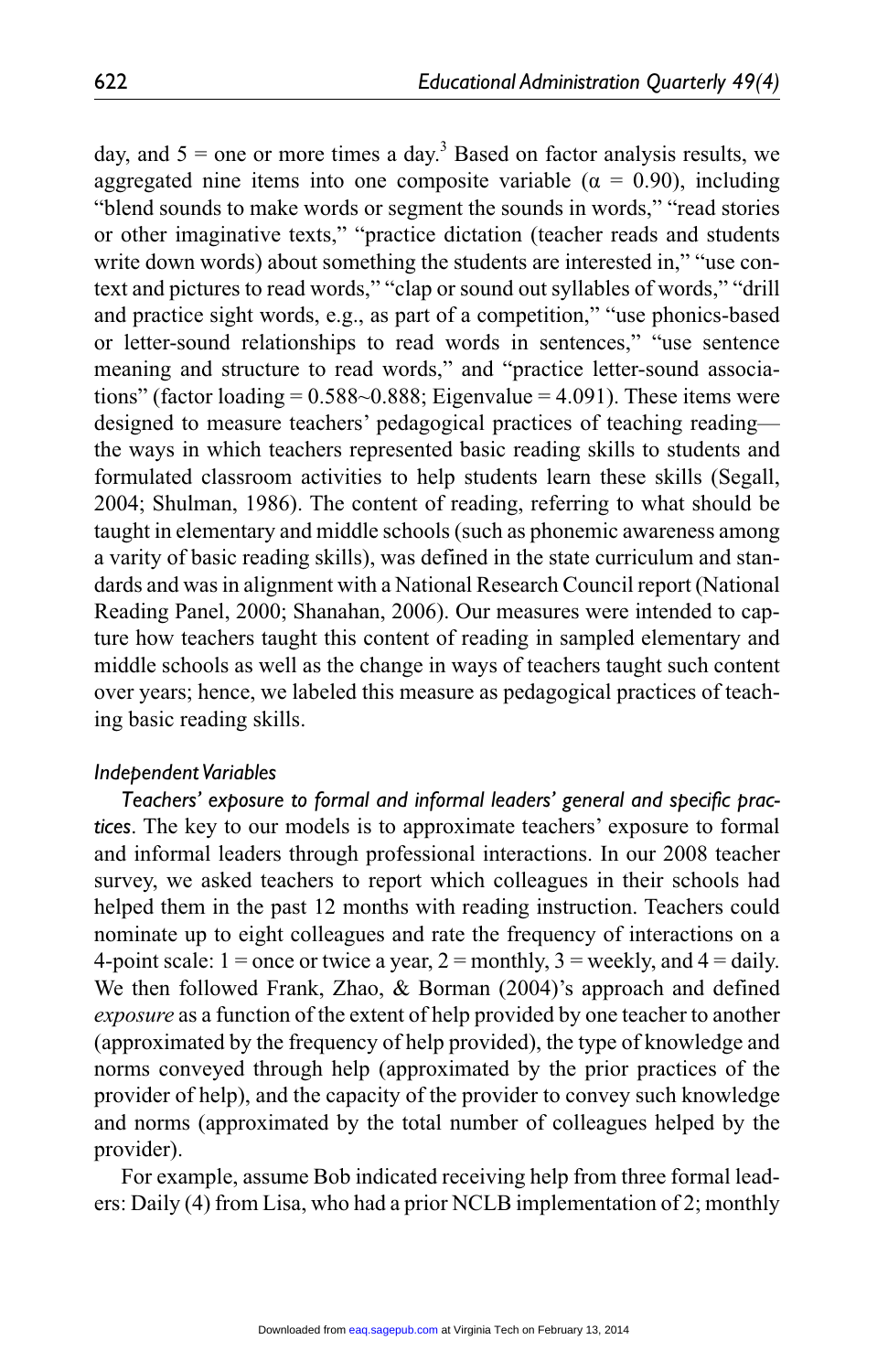day, and 5 = one or more times a day.[3] Based on factor analysis results, we aggregated nine items into one composite variable ($\alpha$ = 0.90), including "blend sounds to make words or segment the sounds in words," "read stories or other imaginative texts," "practice dictation (teacher reads and students write down words) about something the students are interested in," "use context and pictures to read words," "clap or sound out syllables of words," "drill and practice sight words, e.g., as part of a competition," "use phonics-based or letter-sound relationships to read words in sentences," "use sentence meaning and structure to read words," and "practice letter-sound associations" (factor loading = 0.588~0.888; Eigenvalue = 4.091). These items were designed to measure teachers' pedagogical practices of teaching reading—the ways in which teachers represented basic reading skills to students and formulated classroom activities to help students learn these skills (Segall, 2004; Shulman, 1986). The content of reading, referring to what should be taught in elementary and middle schools (such as phonemic awareness among a varity of basic reading skills), was defined in the state curriculum and standards and was in alignment with a National Research Council report (National Reading Panel, 2000; Shanahan, 2006). Our measures were intended to capture how teachers taught this content of reading in sampled elementary and middle schools as well as the change in ways of teachers taught such content over years; hence, we labeled this measure as pedagogical practices of teaching basic reading skills.

### *Independent Variables*

*Teachers' exposure to formal and informal leaders' general and specific practices*. The key to our models is to approximate teachers' exposure to formal and informal leaders through professional interactions. In our 2008 teacher survey, we asked teachers to report which colleagues in their schools had helped them in the past 12 months with reading instruction. Teachers could nominate up to eight colleagues and rate the frequency of interactions on a 4-point scale: 1 = once or twice a year, 2 = monthly, 3 = weekly, and 4 = daily. We then followed Frank, Zhao, & Borman (2004)'s approach and defined *exposure* as a function of the extent of help provided by one teacher to another (approximated by the frequency of help provided), the type of knowledge and norms conveyed through help (approximated by the prior practices of the provider of help), and the capacity of the provider to convey such knowledge and norms (approximated by the total number of colleagues helped by the provider).

For example, assume Bob indicated receiving help from three formal leaders: Daily (4) from Lisa, who had a prior NCLB implementation of 2; monthly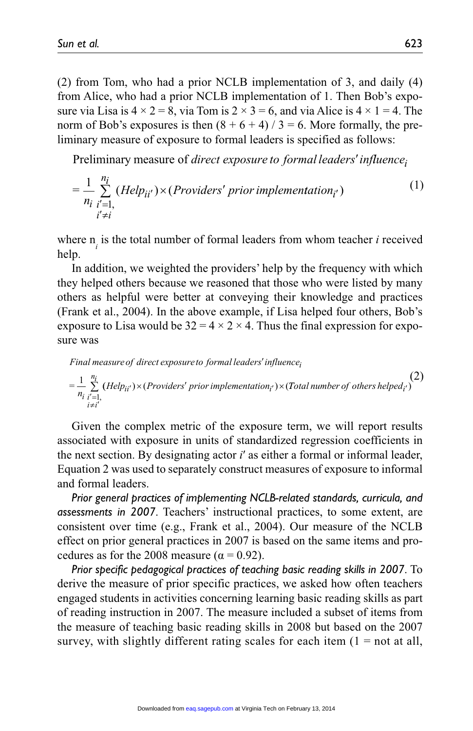(2) from Tom, who had a prior NCLB implementation of 3, and daily (4) from Alice, who had a prior NCLB implementation of 1. Then Bob's exposure via Lisa is 4 × 2 = 8, via Tom is 2 × 3 = 6, and via Alice is 4 × 1 = 4. The norm of Bob's exposures is then (8 + 6 + 4) / 3 = 6. More formally, the preliminary measure of exposure to formal leaders is specified as follows:

$$\text{Preliminary measure of } \textit{direct exposure to formal leaders' influence}_i = \frac{1}{n_i} \sum_{\substack{i'=1, \\ i' \neq i}}^{n_i} (Help_{ii'}) \times (Providers'\ prior\ implementation_{i'}) \quad (1)$$

where $n_i$ is the total number of formal leaders from whom teacher *i* received help.

In addition, we weighted the providers' help by the frequency with which they helped others because we reasoned that those who were listed by many others as helpful were better at conveying their knowledge and practices (Frank et al., 2004). In the above example, if Lisa helped four others, Bob's exposure to Lisa would be 32 = 4 × 2 × 4. Thus the final expression for exposure was

$$\textit{Final measure of direct exposure to formal leaders' influence}_i = \frac{1}{n_i} \sum_{\substack{i'=1, \\ i \neq i'}}^{n_i} (Help_{ii'}) \times (Providers'\ prior\ implementation_{i'}) \times (Total\ number\ of\ others\ helped_{i'}) \quad (2)$$

Given the complex metric of the exposure term, we will report results associated with exposure in units of standardized regression coefficients in the next section. By designating actor *i′* as either a formal or informal leader, Equation 2 was used to separately construct measures of exposure to informal and formal leaders.

*Prior general practices of implementing NCLB-related standards, curricula, and assessments in 2007*. Teachers' instructional practices, to some extent, are consistent over time (e.g., Frank et al., 2004). Our measure of the NCLB effect on prior general practices in 2007 is based on the same items and procedures as for the 2008 measure ($\alpha = 0.92$).

*Prior specific pedagogical practices of teaching basic reading skills in 2007*. To derive the measure of prior specific practices, we asked how often teachers engaged students in activities concerning learning basic reading skills as part of reading instruction in 2007. The measure included a subset of items from the measure of teaching basic reading skills in 2008 but based on the 2007 survey, with slightly different rating scales for each item (1 = not at all,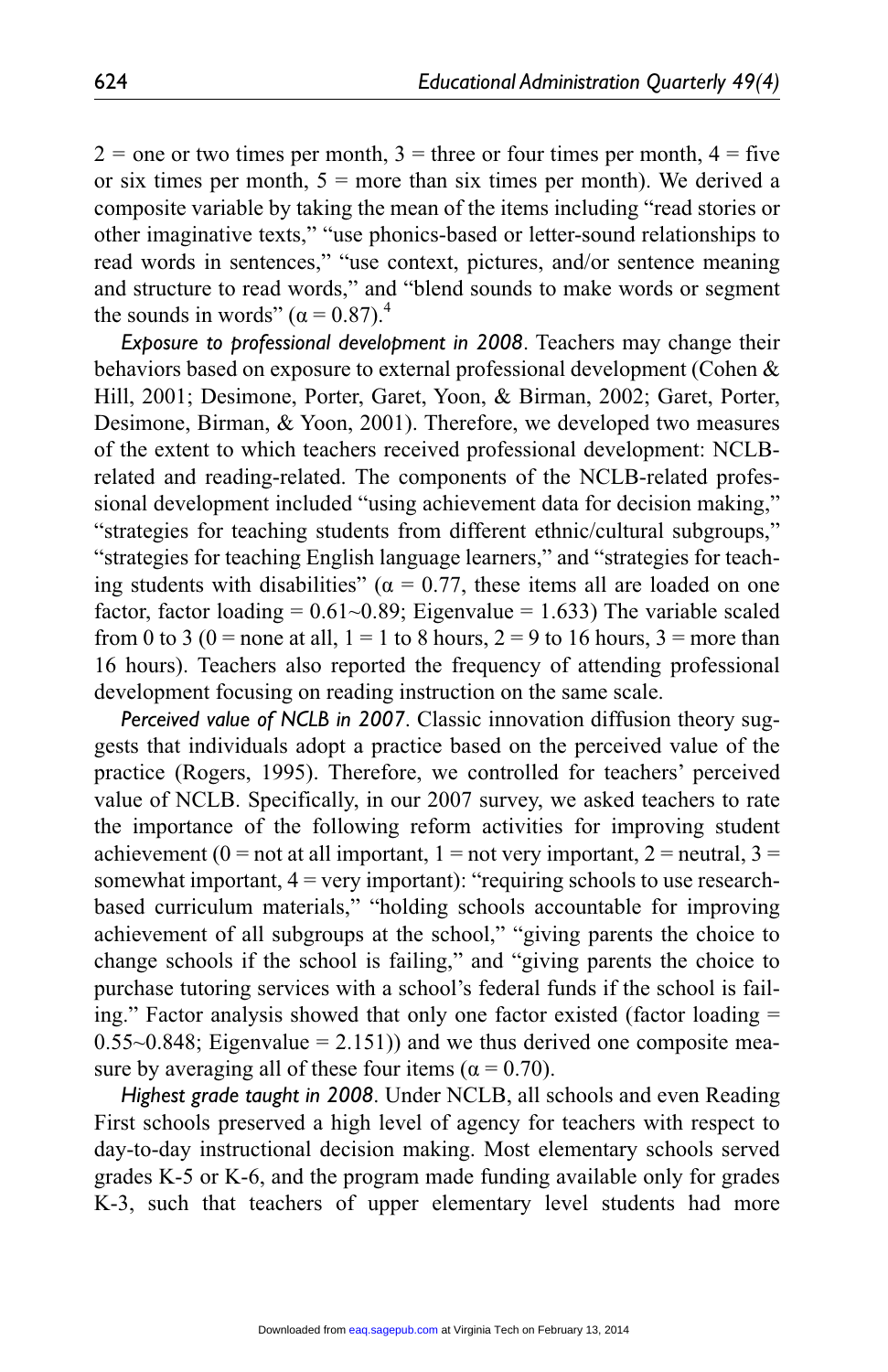2 = one or two times per month, 3 = three or four times per month, 4 = five or six times per month, 5 = more than six times per month). We derived a composite variable by taking the mean of the items including "read stories or other imaginative texts," "use phonics-based or letter-sound relationships to read words in sentences," "use context, pictures, and/or sentence meaning and structure to read words," and "blend sounds to make words or segment the sounds in words" ($\alpha = 0.87$).[4]

*Exposure to professional development in 2008*. Teachers may change their behaviors based on exposure to external professional development (Cohen & Hill, 2001; Desimone, Porter, Garet, Yoon, & Birman, 2002; Garet, Porter, Desimone, Birman, & Yoon, 2001). Therefore, we developed two measures of the extent to which teachers received professional development: NCLB-related and reading-related. The components of the NCLB-related professional development included "using achievement data for decision making," "strategies for teaching students from different ethnic/cultural subgroups," "strategies for teaching English language learners," and "strategies for teaching students with disabilities" ($\alpha = 0.77$, these items all are loaded on one factor, factor loading = 0.61~0.89; Eigenvalue = 1.633) The variable scaled from 0 to 3 (0 = none at all, 1 = 1 to 8 hours, 2 = 9 to 16 hours, 3 = more than 16 hours). Teachers also reported the frequency of attending professional development focusing on reading instruction on the same scale.

*Perceived value of NCLB in 2007*. Classic innovation diffusion theory suggests that individuals adopt a practice based on the perceived value of the practice (Rogers, 1995). Therefore, we controlled for teachers' perceived value of NCLB. Specifically, in our 2007 survey, we asked teachers to rate the importance of the following reform activities for improving student achievement (0 = not at all important, 1 = not very important, 2 = neutral, 3 = somewhat important, 4 = very important): "requiring schools to use research-based curriculum materials," "holding schools accountable for improving achievement of all subgroups at the school," "giving parents the choice to change schools if the school is failing," and "giving parents the choice to purchase tutoring services with a school's federal funds if the school is failing." Factor analysis showed that only one factor existed (factor loading = 0.55~0.848; Eigenvalue = 2.151)) and we thus derived one composite measure by averaging all of these four items ($\alpha = 0.70$).

*Highest grade taught in 2008*. Under NCLB, all schools and even Reading First schools preserved a high level of agency for teachers with respect to day-to-day instructional decision making. Most elementary schools served grades K-5 or K-6, and the program made funding available only for grades K-3, such that teachers of upper elementary level students had more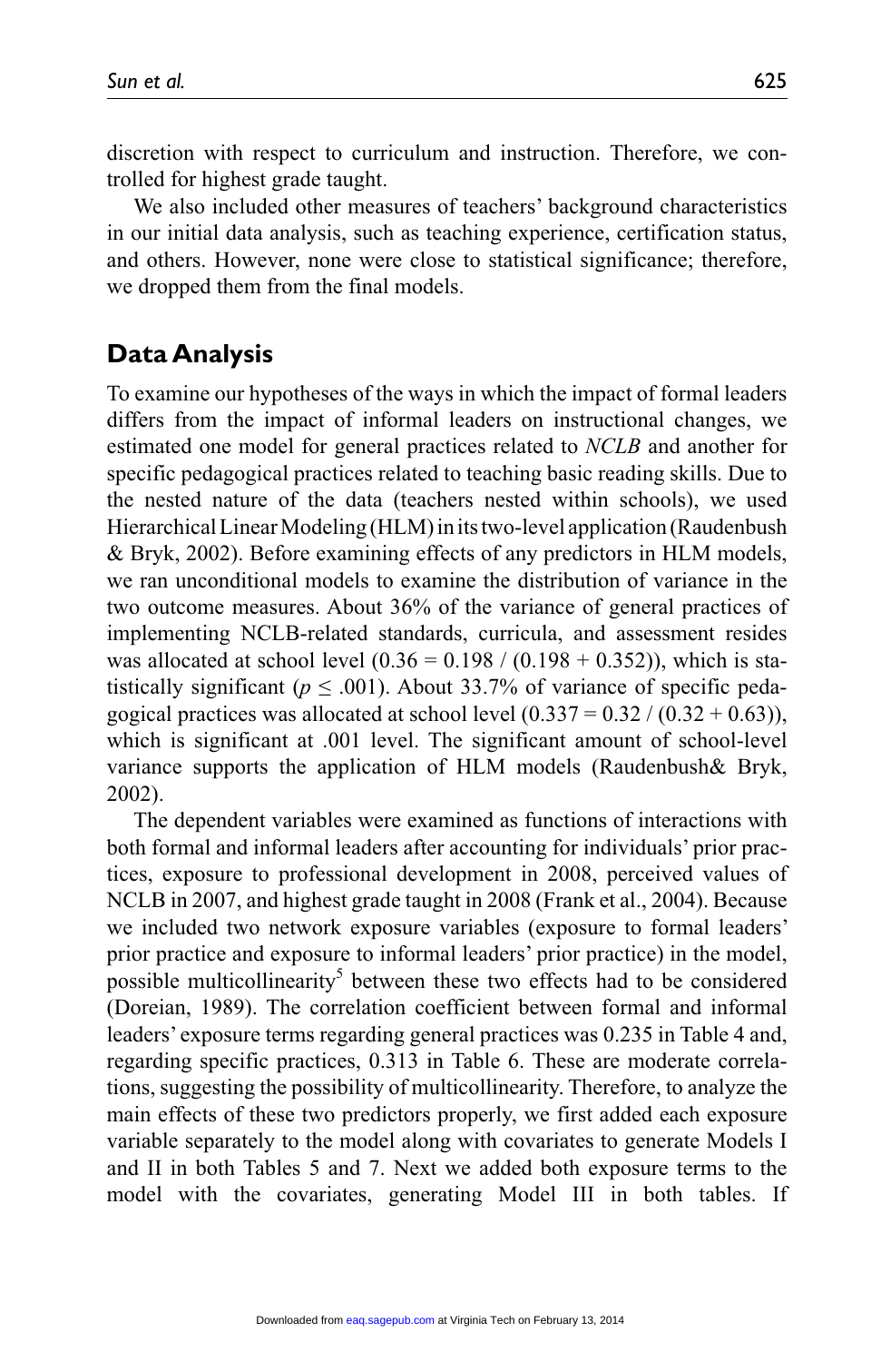discretion with respect to curriculum and instruction. Therefore, we controlled for highest grade taught.

We also included other measures of teachers' background characteristics in our initial data analysis, such as teaching experience, certification status, and others. However, none were close to statistical significance; therefore, we dropped them from the final models.

## Data Analysis

To examine our hypotheses of the ways in which the impact of formal leaders differs from the impact of informal leaders on instructional changes, we estimated one model for general practices related to *NCLB* and another for specific pedagogical practices related to teaching basic reading skills. Due to the nested nature of the data (teachers nested within schools), we used Hierarchical Linear Modeling (HLM) in its two-level application (Raudenbush & Bryk, 2002). Before examining effects of any predictors in HLM models, we ran unconditional models to examine the distribution of variance in the two outcome measures. About 36% of the variance of general practices of implementing NCLB-related standards, curricula, and assessment resides was allocated at school level ($0.36 = 0.198 / (0.198 + 0.352)$), which is statistically significant ($p \leq .001$). About 33.7% of variance of specific pedagogical practices was allocated at school level ($0.337 = 0.32 / (0.32 + 0.63)$), which is significant at .001 level. The significant amount of school-level variance supports the application of HLM models (Raudenbush& Bryk, 2002).

The dependent variables were examined as functions of interactions with both formal and informal leaders after accounting for individuals' prior practices, exposure to professional development in 2008, perceived values of NCLB in 2007, and highest grade taught in 2008 (Frank et al., 2004). Because we included two network exposure variables (exposure to formal leaders' prior practice and exposure to informal leaders' prior practice) in the model, possible multicollinearity[5] between these two effects had to be considered (Doreian, 1989). The correlation coefficient between formal and informal leaders' exposure terms regarding general practices was 0.235 in Table 4 and, regarding specific practices, 0.313 in Table 6. These are moderate correlations, suggesting the possibility of multicollinearity. Therefore, to analyze the main effects of these two predictors properly, we first added each exposure variable separately to the model along with covariates to generate Models I and II in both Tables 5 and 7. Next we added both exposure terms to the model with the covariates, generating Model III in both tables. If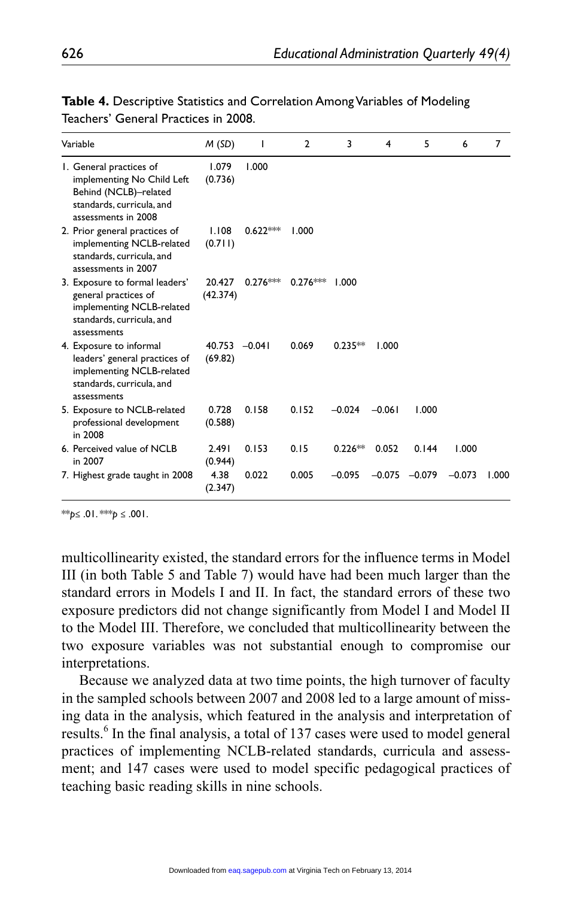**Table 4.** Descriptive Statistics and Correlation Among Variables of Modeling Teachers' General Practices in 2008.

| Variable | M (SD) | 1 | 2 | 3 | 4 | 5 | 6 | 7 |
|---|---|---|---|---|---|---|---|---|
| 1. General practices of implementing No Child Left Behind (NCLB)–related standards, curricula, and assessments in 2008 | 1.079 (0.736) | 1.000 | | | | | | |
| 2. Prior general practices of implementing NCLB-related standards, curricula, and assessments in 2007 | 1.108 (0.711) | 0.622*** | 1.000 | | | | | |
| 3. Exposure to formal leaders' general practices of implementing NCLB-related standards, curricula, and assessments | 20.427 (42.374) | 0.276*** | 0.276*** | 1.000 | | | | |
| 4. Exposure to informal leaders' general practices of implementing NCLB-related standards, curricula, and assessments | 40.753 (69.82) | −0.041 | 0.069 | 0.235** | 1.000 | | | |
| 5. Exposure to NCLB-related professional development in 2008 | 0.728 (0.588) | 0.158 | 0.152 | −0.024 | −0.061 | 1.000 | | |
| 6. Perceived value of NCLB in 2007 | 2.491 (0.944) | 0.153 | 0.15 | 0.226** | 0.052 | 0.144 | 1.000 | |
| 7. Highest grade taught in 2008 | 4.38 (2.347) | 0.022 | 0.005 | −0.095 | −0.075 | −0.079 | −0.073 | 1.000 |

**$p \leq .01$. ***$p \leq .001$.

multicollinearity existed, the standard errors for the influence terms in Model III (in both Table 5 and Table 7) would have had been much larger than the standard errors in Models I and II. In fact, the standard errors of these two exposure predictors did not change significantly from Model I and Model II to the Model III. Therefore, we concluded that multicollinearity between the two exposure variables was not substantial enough to compromise our interpretations.

Because we analyzed data at two time points, the high turnover of faculty in the sampled schools between 2007 and 2008 led to a large amount of missing data in the analysis, which featured in the analysis and interpretation of results.[6] In the final analysis, a total of 137 cases were used to model general practices of implementing NCLB-related standards, curricula and assessment; and 147 cases were used to model specific pedagogical practices of teaching basic reading skills in nine schools.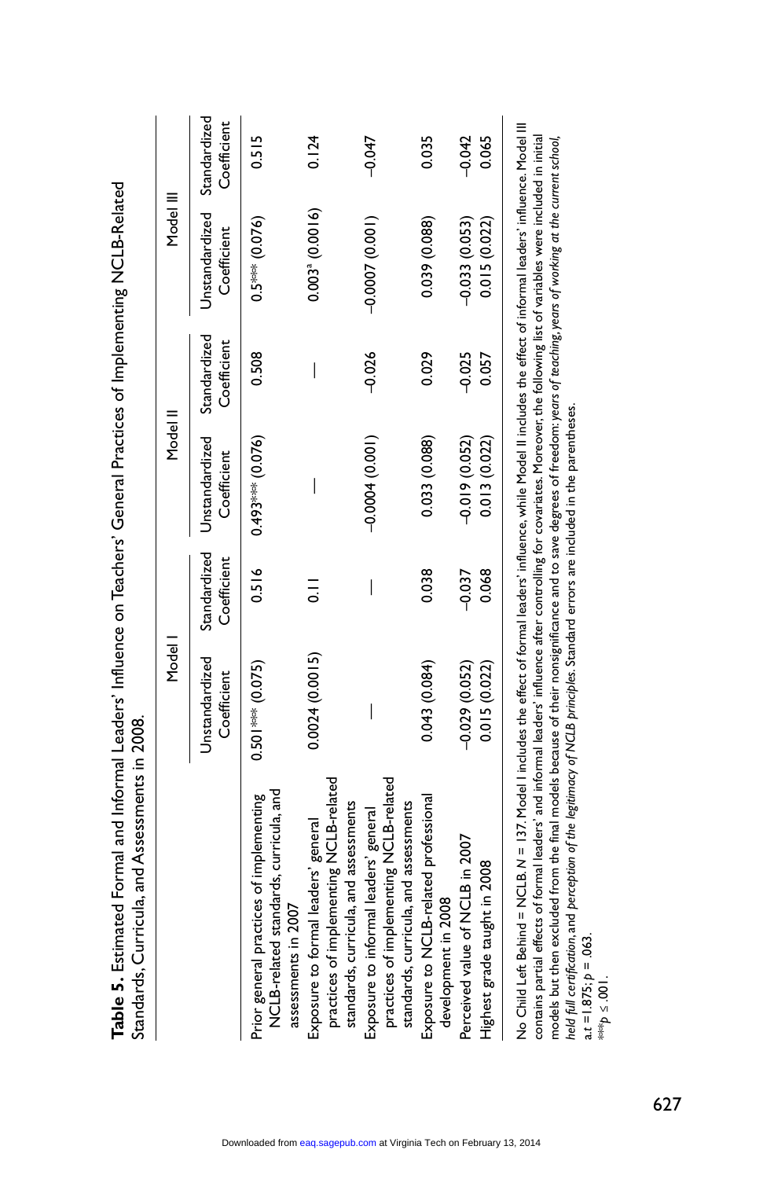**Table 5.** Estimated Formal and Informal Leaders' Influence on Teachers' General Practices of Implementing NCLB-Related Standards, Curricula, and Assessments in 2008.

| | Model I | | Model II | | Model III | |
|---|---|---|---|---|---|---|
| | Unstandardized Coefficient | Standardized Coefficient | Unstandardized Coefficient | Standardized Coefficient | Unstandardized Coefficient | Standardized Coefficient |
| Prior general practices of implementing NCLB-related standards, curricula, and assessments in 2007 | 0.501*** (0.075) | 0.516 | 0.493*** (0.076) | 0.508 | 0.5*** (0.076) | 0.515 |
| Exposure to formal leaders' general practices of implementing NCLB-related standards, curricula, and assessments | 0.0024 (0.0015) | 0.11 | — | — | 0.003[a] (0.0016) | 0.124 |
| Exposure to informal leaders' general practices of implementing NCLB-related standards, curricula, and assessments | — | — | −0.0004 (0.001) | −0.026 | −0.0007 (0.001) | −0.047 |
| Exposure to NCLB-related professional development in 2008 | 0.043 (0.084) | 0.038 | 0.033 (0.088) | 0.029 | 0.039 (0.088) | 0.035 |
| Perceived value of NCLB in 2007 | −0.029 (0.052) | −0.037 | −0.019 (0.052) | −0.025 | −0.033 (0.053) | −0.042 |
| Highest grade taught in 2008 | 0.015 (0.022) | 0.068 | 0.013 (0.022) | 0.057 | 0.015 (0.022) | 0.065 |

No Child Left Behind = NCLB. N = 137. Model I includes the effect of formal leaders' influence, while Model II includes the effect of informal leaders' influence. Model III contains partial effects of formal leaders' and informal leaders' influence after controlling for covariates. Moreover, the following list of variables were included in initial models but then excluded from the final models because of their nonsignificance and to save degrees of freedom: *years of teaching, years of working at the current school, held full certification,* and *perception of the legitimacy of NCLB principles*. Standard errors are included in the parentheses.

a. $t = 1.875$; $p = .063$.

*** $p \leq .001$.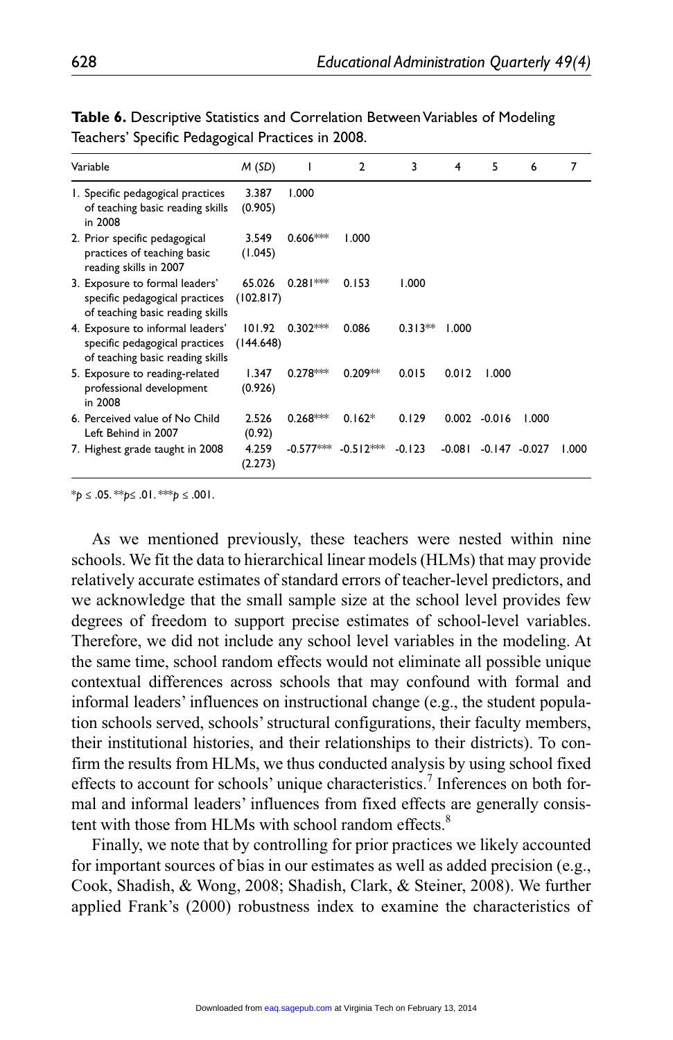**Table 6.** Descriptive Statistics and Correlation Between Variables of Modeling Teachers' Specific Pedagogical Practices in 2008.

| Variable | M (SD) | 1 | 2 | 3 | 4 | 5 | 6 | 7 |
|---|---|---|---|---|---|---|---|---|
| 1. Specific pedagogical practices of teaching basic reading skills in 2008 | 3.387 (0.905) | 1.000 | | | | | | |
| 2. Prior specific pedagogical practices of teaching basic reading skills in 2007 | 3.549 (1.045) | 0.606*** | 1.000 | | | | | |
| 3. Exposure to formal leaders' specific pedagogical practices of teaching basic reading skills | 65.026 (102.817) | 0.281*** | 0.153 | 1.000 | | | | |
| 4. Exposure to informal leaders' specific pedagogical practices of teaching basic reading skills | 101.92 (144.648) | 0.302*** | 0.086 | 0.313** | 1.000 | | | |
| 5. Exposure to reading-related professional development in 2008 | 1.347 (0.926) | 0.278*** | 0.209** | 0.015 | 0.012 | 1.000 | | |
| 6. Perceived value of No Child Left Behind in 2007 | 2.526 (0.92) | 0.268*** | 0.162* | 0.129 | 0.002 | -0.016 | 1.000 | |
| 7. Highest grade taught in 2008 | 4.259 (2.273) | -0.577*** | -0.512*** | -0.123 | -0.081 | -0.147 | -0.027 | 1.000 |

*$p \le .05$. **$p \le .01$. ***$p \le .001$.

As we mentioned previously, these teachers were nested within nine schools. We fit the data to hierarchical linear models (HLMs) that may provide relatively accurate estimates of standard errors of teacher-level predictors, and we acknowledge that the small sample size at the school level provides few degrees of freedom to support precise estimates of school-level variables. Therefore, we did not include any school level variables in the modeling. At the same time, school random effects would not eliminate all possible unique contextual differences across schools that may confound with formal and informal leaders' influences on instructional change (e.g., the student population schools served, schools' structural configurations, their faculty members, their institutional histories, and their relationships to their districts). To confirm the results from HLMs, we thus conducted analysis by using school fixed effects to account for schools' unique characteristics.[7] Inferences on both formal and informal leaders' influences from fixed effects are generally consistent with those from HLMs with school random effects.[8]

Finally, we note that by controlling for prior practices we likely accounted for important sources of bias in our estimates as well as added precision (e.g., Cook, Shadish, & Wong, 2008; Shadish, Clark, & Steiner, 2008). We further applied Frank's (2000) robustness index to examine the characteristics of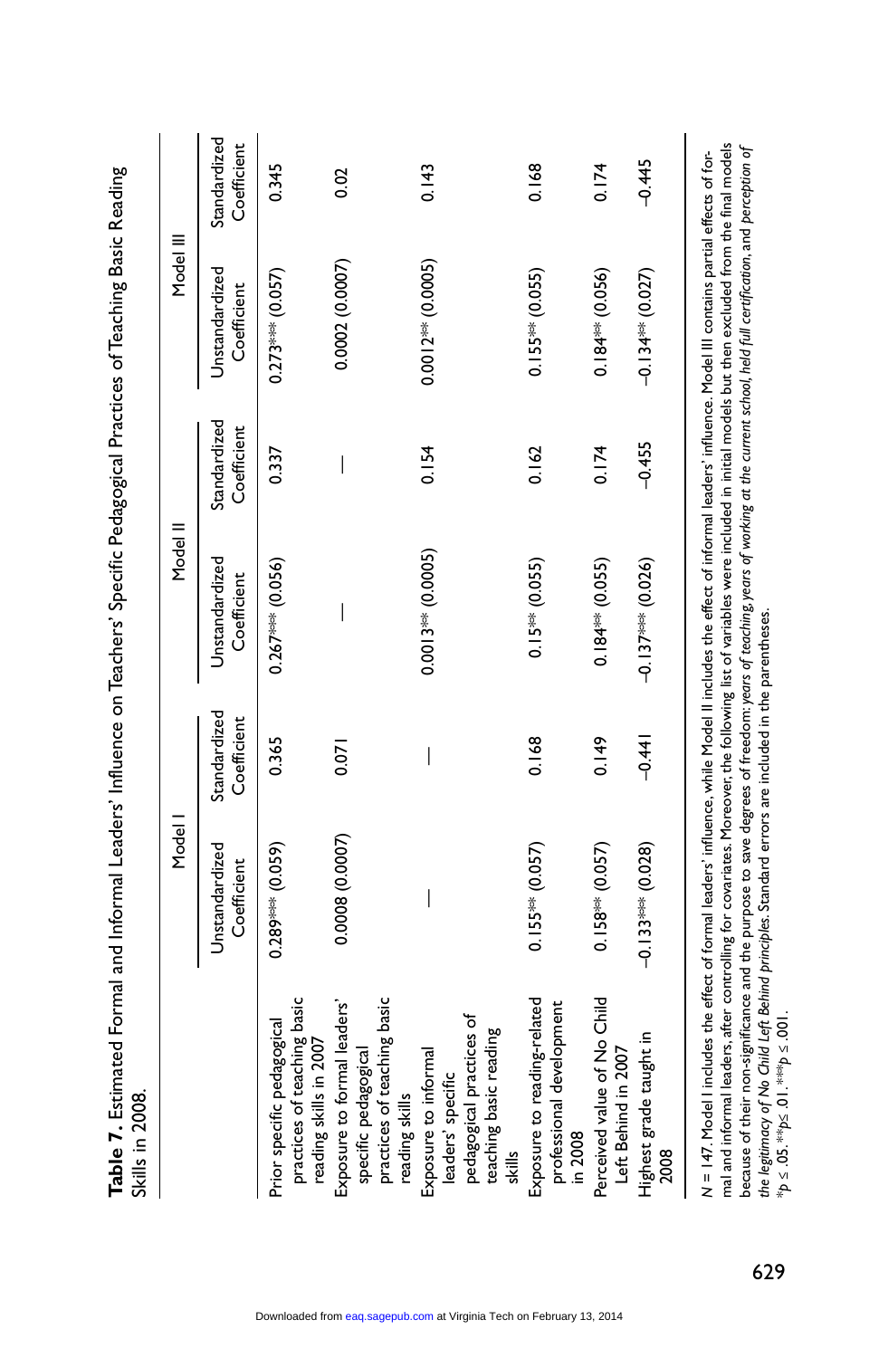**Table 7.** Estimated Formal and Informal Leaders' Influence on Teachers' Specific Pedagogical Practices of Teaching Basic Reading Skills in 2008.

| | Model I | | Model II | | Model III | |
|---|---|---|---|---|---|---|
| | Unstandardized Coefficient | Standardized Coefficient | Unstandardized Coefficient | Standardized Coefficient | Unstandardized Coefficient | Standardized Coefficient |
| Prior specific pedagogical practices of teaching basic reading skills in 2007 | 0.289*** (0.059) | 0.365 | 0.267*** (0.056) | 0.337 | 0.273*** (0.057) | 0.345 |
| Exposure to formal leaders' specific pedagogical practices of teaching basic reading skills | 0.0008 (0.0007) | 0.071 | — | — | 0.0002 (0.0007) | 0.02 |
| Exposure to informal leaders' specific pedagogical practices of teaching basic reading skills | — | — | 0.0013** (0.0005) | 0.154 | 0.0012** (0.0005) | 0.143 |
| Exposure to reading-related professional development in 2008 | 0.155** (0.057) | 0.168 | 0.15** (0.055) | 0.162 | 0.155** (0.055) | 0.168 |
| Perceived value of No Child Left Behind in 2007 | 0.158** (0.057) | 0.149 | 0.184** (0.055) | 0.174 | 0.184** (0.056) | 0.174 |
| Highest grade taught in 2008 | −0.133*** (0.028) | −0.441 | −0.137*** (0.026) | −0.455 | −0.134** (0.027) | −0.445 |

*N* = 147. Model I includes the effect of formal leaders' influence, while Model II includes the effect of informal leaders' influence. Model III contains partial effects of formal and informal leaders, after controlling for covariates. Moreover, the following list of variables were included in initial models but then excluded from the final models because of their non-significance and the purpose to save degrees of freedom: *years of teaching, years of working at the current school, held full certification*, and *perception of the legitimacy of No Child Left Behind principles*. Standard errors are included in the parentheses.
*$p \leq .05$. **$p \leq .01$. ***$p \leq .001$.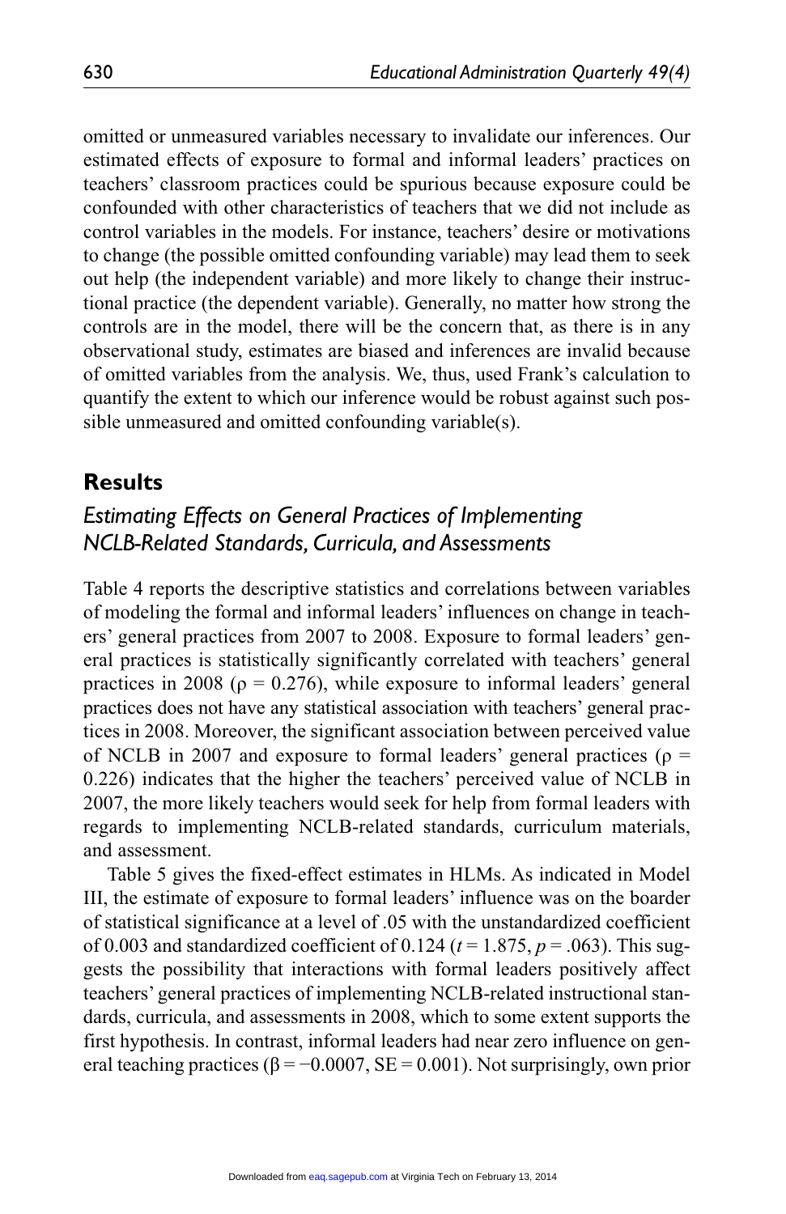omitted or unmeasured variables necessary to invalidate our inferences. Our estimated effects of exposure to formal and informal leaders' practices on teachers' classroom practices could be spurious because exposure could be confounded with other characteristics of teachers that we did not include as control variables in the models. For instance, teachers' desire or motivations to change (the possible omitted confounding variable) may lead them to seek out help (the independent variable) and more likely to change their instructional practice (the dependent variable). Generally, no matter how strong the controls are in the model, there will be the concern that, as there is in any observational study, estimates are biased and inferences are invalid because of omitted variables from the analysis. We, thus, used Frank's calculation to quantify the extent to which our inference would be robust against such possible unmeasured and omitted confounding variable(s).

## Results

### *Estimating Effects on General Practices of Implementing NCLB-Related Standards, Curricula, and Assessments*

Table 4 reports the descriptive statistics and correlations between variables of modeling the formal and informal leaders' influences on change in teachers' general practices from 2007 to 2008. Exposure to formal leaders' general practices is statistically significantly correlated with teachers' general practices in 2008 ($\rho$ = 0.276), while exposure to informal leaders' general practices does not have any statistical association with teachers' general practices in 2008. Moreover, the significant association between perceived value of NCLB in 2007 and exposure to formal leaders' general practices ($\rho$ = 0.226) indicates that the higher the teachers' perceived value of NCLB in 2007, the more likely teachers would seek for help from formal leaders with regards to implementing NCLB-related standards, curriculum materials, and assessment.

Table 5 gives the fixed-effect estimates in HLMs. As indicated in Model III, the estimate of exposure to formal leaders' influence was on the boarder of statistical significance at a level of .05 with the unstandardized coefficient of 0.003 and standardized coefficient of 0.124 ($t$ = 1.875, $p$ = .063). This suggests the possibility that interactions with formal leaders positively affect teachers' general practices of implementing NCLB-related instructional standards, curricula, and assessments in 2008, which to some extent supports the first hypothesis. In contrast, informal leaders had near zero influence on general teaching practices ($\beta$ = −0.0007, SE = 0.001). Not surprisingly, own prior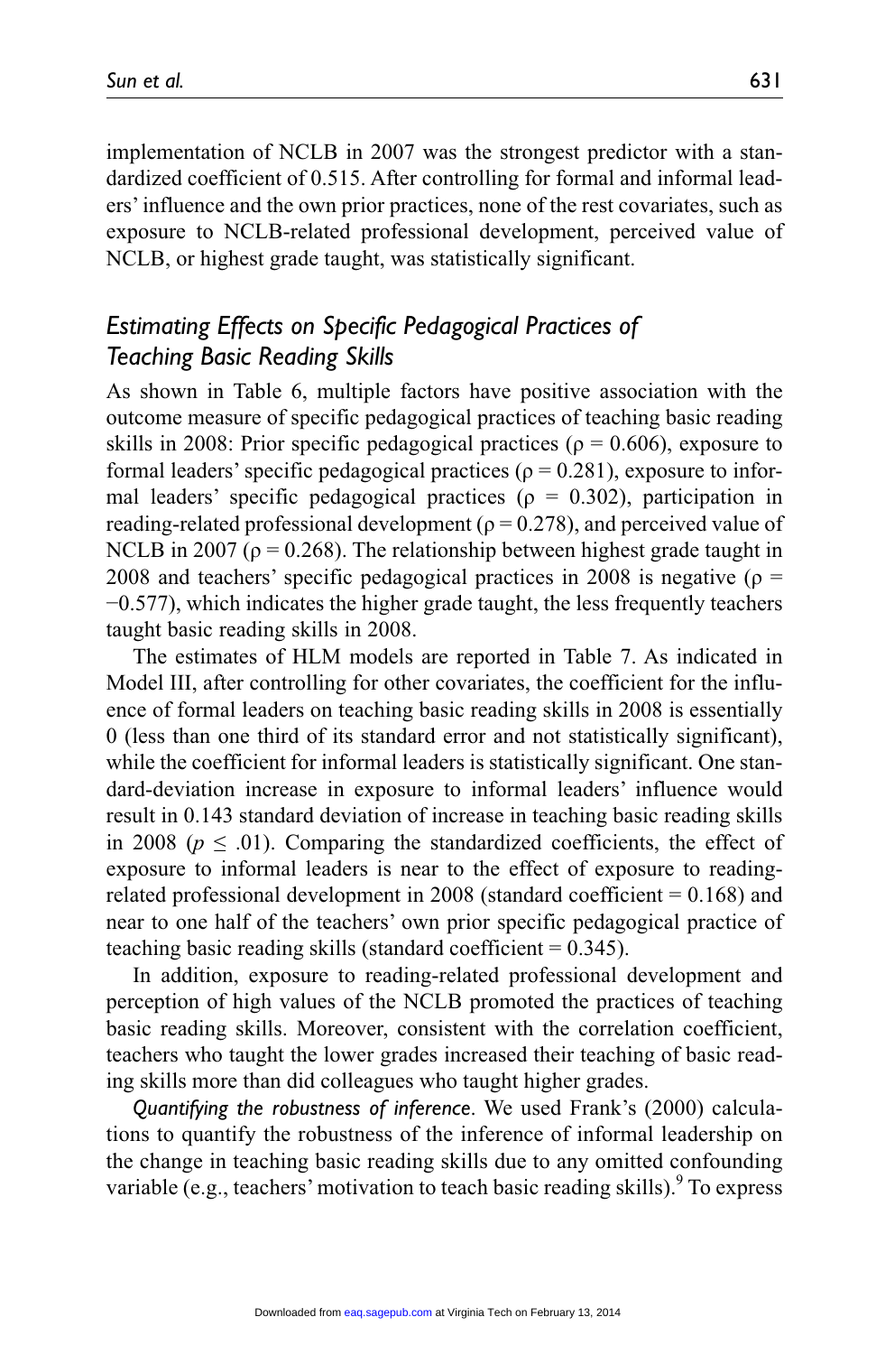implementation of NCLB in 2007 was the strongest predictor with a standardized coefficient of 0.515. After controlling for formal and informal leaders' influence and the own prior practices, none of the rest covariates, such as exposure to NCLB-related professional development, perceived value of NCLB, or highest grade taught, was statistically significant.

### *Estimating Effects on Specific Pedagogical Practices of Teaching Basic Reading Skills*

As shown in Table 6, multiple factors have positive association with the outcome measure of specific pedagogical practices of teaching basic reading skills in 2008: Prior specific pedagogical practices ($\rho = 0.606$), exposure to formal leaders' specific pedagogical practices ($\rho = 0.281$), exposure to informal leaders' specific pedagogical practices ($\rho = 0.302$), participation in reading-related professional development ($\rho = 0.278$), and perceived value of NCLB in 2007 ($\rho = 0.268$). The relationship between highest grade taught in 2008 and teachers' specific pedagogical practices in 2008 is negative ($\rho = -0.577$), which indicates the higher grade taught, the less frequently teachers taught basic reading skills in 2008.

The estimates of HLM models are reported in Table 7. As indicated in Model III, after controlling for other covariates, the coefficient for the influence of formal leaders on teaching basic reading skills in 2008 is essentially 0 (less than one third of its standard error and not statistically significant), while the coefficient for informal leaders is statistically significant. One standard-deviation increase in exposure to informal leaders' influence would result in 0.143 standard deviation of increase in teaching basic reading skills in 2008 ($p \leq .01$). Comparing the standardized coefficients, the effect of exposure to informal leaders is near to the effect of exposure to reading-related professional development in 2008 (standard coefficient = 0.168) and near to one half of the teachers' own prior specific pedagogical practice of teaching basic reading skills (standard coefficient = 0.345).

In addition, exposure to reading-related professional development and perception of high values of the NCLB promoted the practices of teaching basic reading skills. Moreover, consistent with the correlation coefficient, teachers who taught the lower grades increased their teaching of basic reading skills more than did colleagues who taught higher grades.

*Quantifying the robustness of inference*. We used Frank's (2000) calculations to quantify the robustness of the inference of informal leadership on the change in teaching basic reading skills due to any omitted confounding variable (e.g., teachers' motivation to teach basic reading skills).[9] To express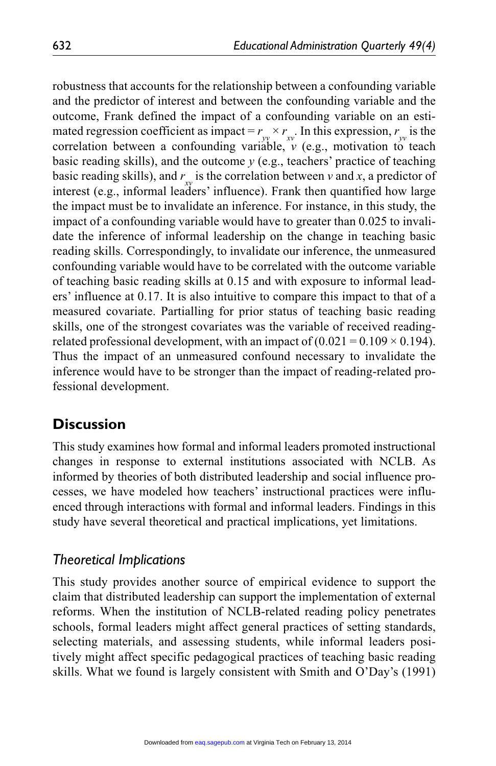robustness that accounts for the relationship between a confounding variable and the predictor of interest and between the confounding variable and the outcome, Frank defined the impact of a confounding variable on an estimated regression coefficient as impact = $r_{yv} \times r_{xv}$. In this expression, $r_{yv}$ is the correlation between a confounding variable, $v$ (e.g., motivation to teach basic reading skills), and the outcome $y$ (e.g., teachers' practice of teaching basic reading skills), and $r_{xv}$ is the correlation between $v$ and $x$, a predictor of interest (e.g., informal leaders' influence). Frank then quantified how large the impact must be to invalidate an inference. For instance, in this study, the impact of a confounding variable would have to greater than 0.025 to invalidate the inference of informal leadership on the change in teaching basic reading skills. Correspondingly, to invalidate our inference, the unmeasured confounding variable would have to be correlated with the outcome variable of teaching basic reading skills at 0.15 and with exposure to informal leaders' influence at 0.17. It is also intuitive to compare this impact to that of a measured covariate. Partialling for prior status of teaching basic reading skills, one of the strongest covariates was the variable of received reading-related professional development, with an impact of ($0.021 = 0.109 \times 0.194$). Thus the impact of an unmeasured confound necessary to invalidate the inference would have to be stronger than the impact of reading-related professional development.

## Discussion

This study examines how formal and informal leaders promoted instructional changes in response to external institutions associated with NCLB. As informed by theories of both distributed leadership and social influence processes, we have modeled how teachers' instructional practices were influenced through interactions with formal and informal leaders. Findings in this study have several theoretical and practical implications, yet limitations.

### *Theoretical Implications*

This study provides another source of empirical evidence to support the claim that distributed leadership can support the implementation of external reforms. When the institution of NCLB-related reading policy penetrates schools, formal leaders might affect general practices of setting standards, selecting materials, and assessing students, while informal leaders positively might affect specific pedagogical practices of teaching basic reading skills. What we found is largely consistent with Smith and O'Day's (1991)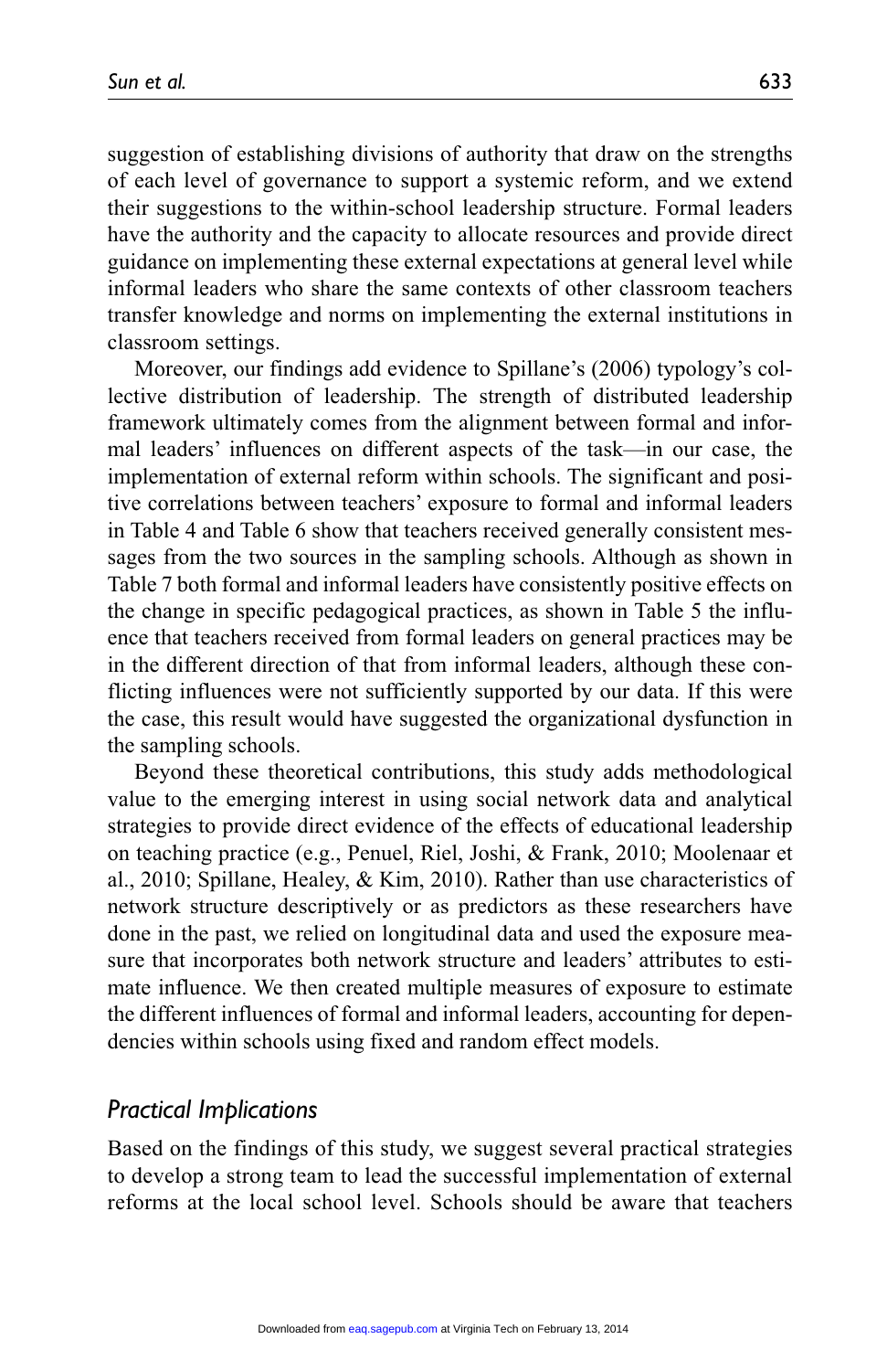suggestion of establishing divisions of authority that draw on the strengths of each level of governance to support a systemic reform, and we extend their suggestions to the within-school leadership structure. Formal leaders have the authority and the capacity to allocate resources and provide direct guidance on implementing these external expectations at general level while informal leaders who share the same contexts of other classroom teachers transfer knowledge and norms on implementing the external institutions in classroom settings.

Moreover, our findings add evidence to Spillane's (2006) typology's collective distribution of leadership. The strength of distributed leadership framework ultimately comes from the alignment between formal and informal leaders' influences on different aspects of the task—in our case, the implementation of external reform within schools. The significant and positive correlations between teachers' exposure to formal and informal leaders in Table 4 and Table 6 show that teachers received generally consistent messages from the two sources in the sampling schools. Although as shown in Table 7 both formal and informal leaders have consistently positive effects on the change in specific pedagogical practices, as shown in Table 5 the influence that teachers received from formal leaders on general practices may be in the different direction of that from informal leaders, although these conflicting influences were not sufficiently supported by our data. If this were the case, this result would have suggested the organizational dysfunction in the sampling schools.

Beyond these theoretical contributions, this study adds methodological value to the emerging interest in using social network data and analytical strategies to provide direct evidence of the effects of educational leadership on teaching practice (e.g., Penuel, Riel, Joshi, & Frank, 2010; Moolenaar et al., 2010; Spillane, Healey, & Kim, 2010). Rather than use characteristics of network structure descriptively or as predictors as these researchers have done in the past, we relied on longitudinal data and used the exposure measure that incorporates both network structure and leaders' attributes to estimate influence. We then created multiple measures of exposure to estimate the different influences of formal and informal leaders, accounting for dependencies within schools using fixed and random effect models.

## *Practical Implications*

Based on the findings of this study, we suggest several practical strategies to develop a strong team to lead the successful implementation of external reforms at the local school level. Schools should be aware that teachers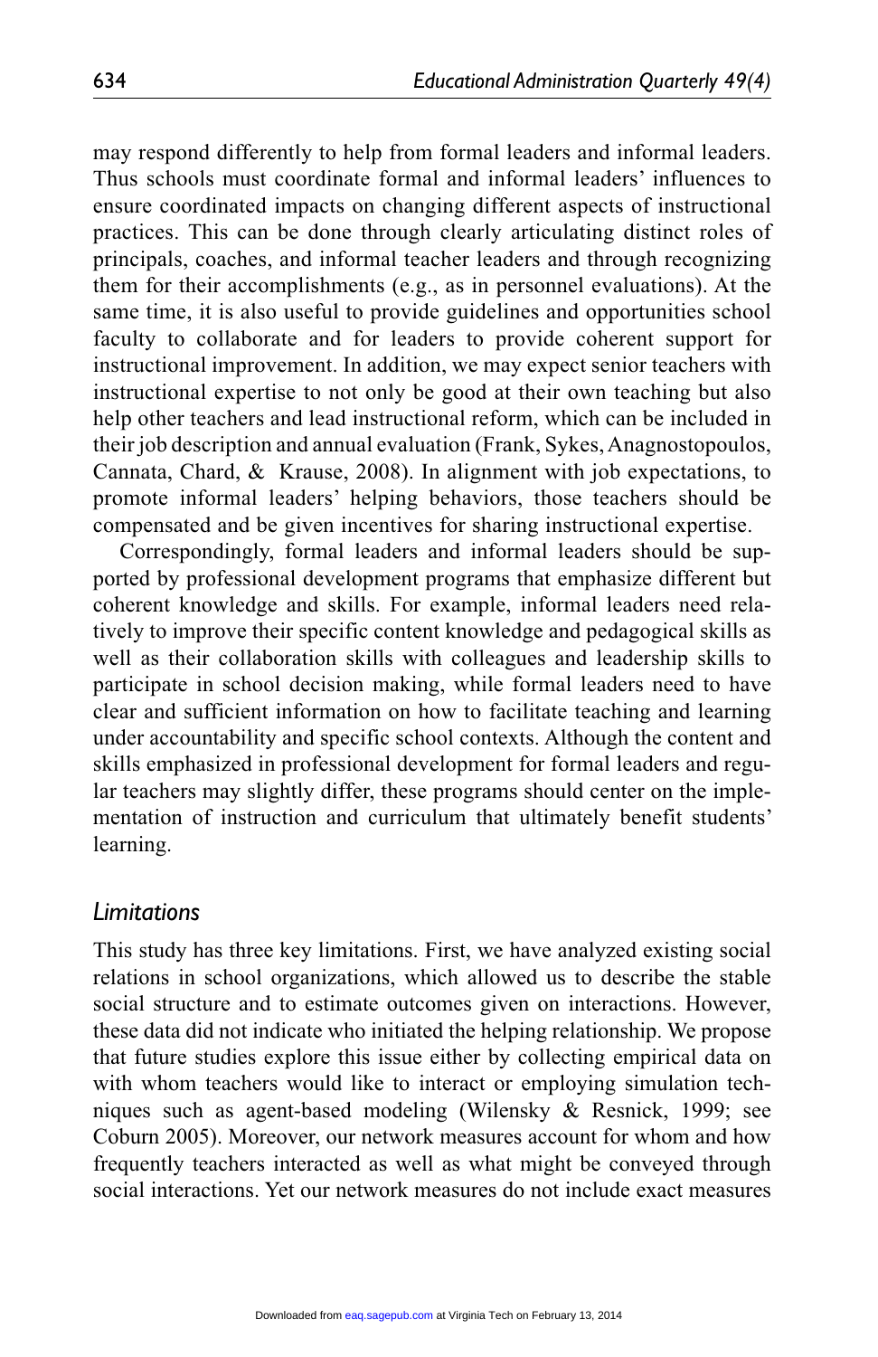may respond differently to help from formal leaders and informal leaders. Thus schools must coordinate formal and informal leaders' influences to ensure coordinated impacts on changing different aspects of instructional practices. This can be done through clearly articulating distinct roles of principals, coaches, and informal teacher leaders and through recognizing them for their accomplishments (e.g., as in personnel evaluations). At the same time, it is also useful to provide guidelines and opportunities school faculty to collaborate and for leaders to provide coherent support for instructional improvement. In addition, we may expect senior teachers with instructional expertise to not only be good at their own teaching but also help other teachers and lead instructional reform, which can be included in their job description and annual evaluation (Frank, Sykes, Anagnostopoulos, Cannata, Chard, & Krause, 2008). In alignment with job expectations, to promote informal leaders' helping behaviors, those teachers should be compensated and be given incentives for sharing instructional expertise.

Correspondingly, formal leaders and informal leaders should be supported by professional development programs that emphasize different but coherent knowledge and skills. For example, informal leaders need relatively to improve their specific content knowledge and pedagogical skills as well as their collaboration skills with colleagues and leadership skills to participate in school decision making, while formal leaders need to have clear and sufficient information on how to facilitate teaching and learning under accountability and specific school contexts. Although the content and skills emphasized in professional development for formal leaders and regular teachers may slightly differ, these programs should center on the implementation of instruction and curriculum that ultimately benefit students' learning.

## *Limitations*

This study has three key limitations. First, we have analyzed existing social relations in school organizations, which allowed us to describe the stable social structure and to estimate outcomes given on interactions. However, these data did not indicate who initiated the helping relationship. We propose that future studies explore this issue either by collecting empirical data on with whom teachers would like to interact or employing simulation techniques such as agent-based modeling (Wilensky & Resnick, 1999; see Coburn 2005). Moreover, our network measures account for whom and how frequently teachers interacted as well as what might be conveyed through social interactions. Yet our network measures do not include exact measures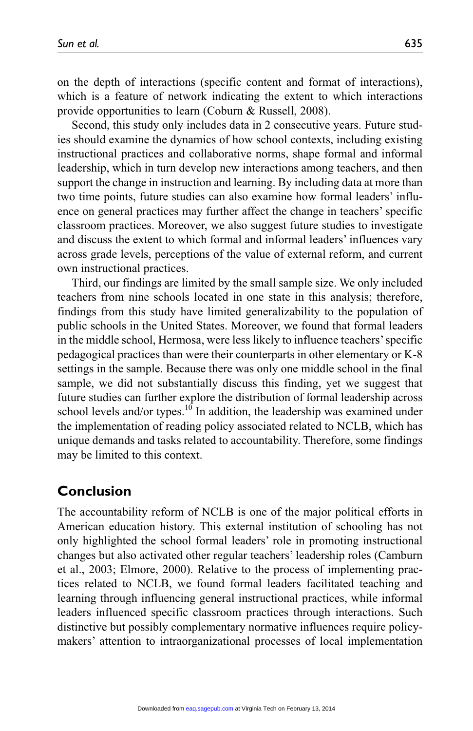on the depth of interactions (specific content and format of interactions), which is a feature of network indicating the extent to which interactions provide opportunities to learn (Coburn & Russell, 2008).

Second, this study only includes data in 2 consecutive years. Future studies should examine the dynamics of how school contexts, including existing instructional practices and collaborative norms, shape formal and informal leadership, which in turn develop new interactions among teachers, and then support the change in instruction and learning. By including data at more than two time points, future studies can also examine how formal leaders' influence on general practices may further affect the change in teachers' specific classroom practices. Moreover, we also suggest future studies to investigate and discuss the extent to which formal and informal leaders' influences vary across grade levels, perceptions of the value of external reform, and current own instructional practices.

Third, our findings are limited by the small sample size. We only included teachers from nine schools located in one state in this analysis; therefore, findings from this study have limited generalizability to the population of public schools in the United States. Moreover, we found that formal leaders in the middle school, Hermosa, were less likely to influence teachers' specific pedagogical practices than were their counterparts in other elementary or K-8 settings in the sample. Because there was only one middle school in the final sample, we did not substantially discuss this finding, yet we suggest that future studies can further explore the distribution of formal leadership across school levels and/or types.[10] In addition, the leadership was examined under the implementation of reading policy associated related to NCLB, which has unique demands and tasks related to accountability. Therefore, some findings may be limited to this context.

## Conclusion

The accountability reform of NCLB is one of the major political efforts in American education history. This external institution of schooling has not only highlighted the school formal leaders' role in promoting instructional changes but also activated other regular teachers' leadership roles (Camburn et al., 2003; Elmore, 2000). Relative to the process of implementing practices related to NCLB, we found formal leaders facilitated teaching and learning through influencing general instructional practices, while informal leaders influenced specific classroom practices through interactions. Such distinctive but possibly complementary normative influences require policy-makers' attention to intraorganizational processes of local implementation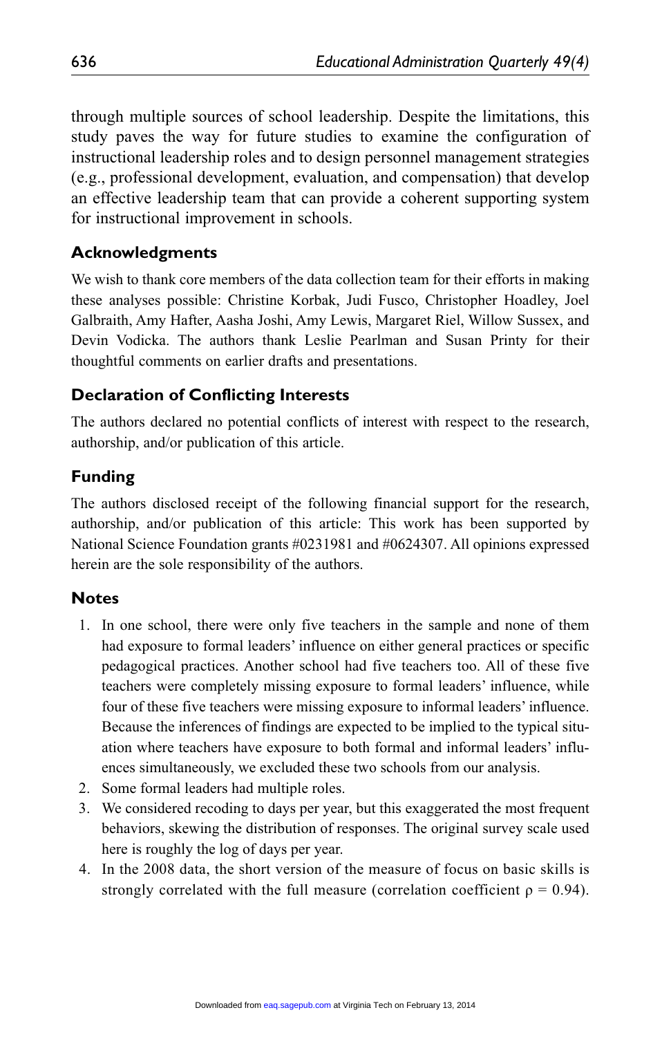through multiple sources of school leadership. Despite the limitations, this study paves the way for future studies to examine the configuration of instructional leadership roles and to design personnel management strategies (e.g., professional development, evaluation, and compensation) that develop an effective leadership team that can provide a coherent supporting system for instructional improvement in schools.

## Acknowledgments

We wish to thank core members of the data collection team for their efforts in making these analyses possible: Christine Korbak, Judi Fusco, Christopher Hoadley, Joel Galbraith, Amy Hafter, Aasha Joshi, Amy Lewis, Margaret Riel, Willow Sussex, and Devin Vodicka. The authors thank Leslie Pearlman and Susan Printy for their thoughtful comments on earlier drafts and presentations.

## Declaration of Conflicting Interests

The authors declared no potential conflicts of interest with respect to the research, authorship, and/or publication of this article.

## Funding

The authors disclosed receipt of the following financial support for the research, authorship, and/or publication of this article: This work has been supported by National Science Foundation grants #0231981 and #0624307. All opinions expressed herein are the sole responsibility of the authors.

## Notes

1. In one school, there were only five teachers in the sample and none of them had exposure to formal leaders' influence on either general practices or specific pedagogical practices. Another school had five teachers too. All of these five teachers were completely missing exposure to formal leaders' influence, while four of these five teachers were missing exposure to informal leaders' influence. Because the inferences of findings are expected to be implied to the typical situation where teachers have exposure to both formal and informal leaders' influences simultaneously, we excluded these two schools from our analysis.
2. Some formal leaders had multiple roles.
3. We considered recoding to days per year, but this exaggerated the most frequent behaviors, skewing the distribution of responses. The original survey scale used here is roughly the log of days per year.
4. In the 2008 data, the short version of the measure of focus on basic skills is strongly correlated with the full measure (correlation coefficient $\rho = 0.94$).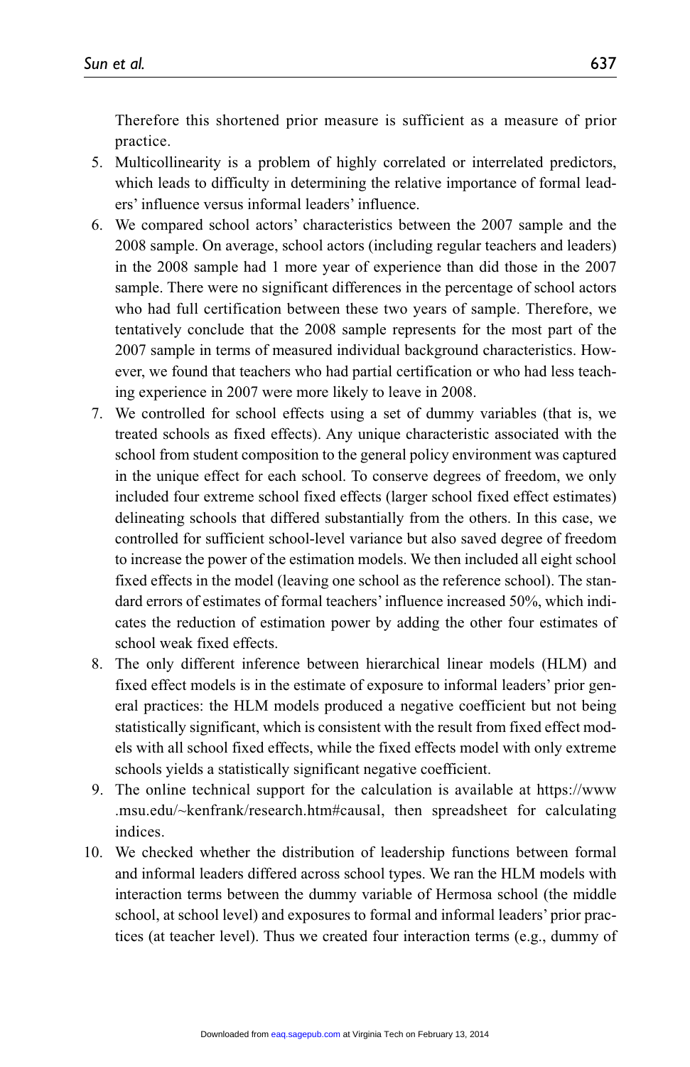Therefore this shortened prior measure is sufficient as a measure of prior practice.

5. Multicollinearity is a problem of highly correlated or interrelated predictors, which leads to difficulty in determining the relative importance of formal leaders' influence versus informal leaders' influence.
6. We compared school actors' characteristics between the 2007 sample and the 2008 sample. On average, school actors (including regular teachers and leaders) in the 2008 sample had 1 more year of experience than did those in the 2007 sample. There were no significant differences in the percentage of school actors who had full certification between these two years of sample. Therefore, we tentatively conclude that the 2008 sample represents for the most part of the 2007 sample in terms of measured individual background characteristics. However, we found that teachers who had partial certification or who had less teaching experience in 2007 were more likely to leave in 2008.
7. We controlled for school effects using a set of dummy variables (that is, we treated schools as fixed effects). Any unique characteristic associated with the school from student composition to the general policy environment was captured in the unique effect for each school. To conserve degrees of freedom, we only included four extreme school fixed effects (larger school fixed effect estimates) delineating schools that differed substantially from the others. In this case, we controlled for sufficient school-level variance but also saved degree of freedom to increase the power of the estimation models. We then included all eight school fixed effects in the model (leaving one school as the reference school). The standard errors of estimates of formal teachers' influence increased 50%, which indicates the reduction of estimation power by adding the other four estimates of school weak fixed effects.
8. The only different inference between hierarchical linear models (HLM) and fixed effect models is in the estimate of exposure to informal leaders' prior general practices: the HLM models produced a negative coefficient but not being statistically significant, which is consistent with the result from fixed effect models with all school fixed effects, while the fixed effects model with only extreme schools yields a statistically significant negative coefficient.
9. The online technical support for the calculation is available at https://www.msu.edu/~kenfrank/research.htm#causal, then spreadsheet for calculating indices.
10. We checked whether the distribution of leadership functions between formal and informal leaders differed across school types. We ran the HLM models with interaction terms between the dummy variable of Hermosa school (the middle school, at school level) and exposures to formal and informal leaders' prior practices (at teacher level). Thus we created four interaction terms (e.g., dummy of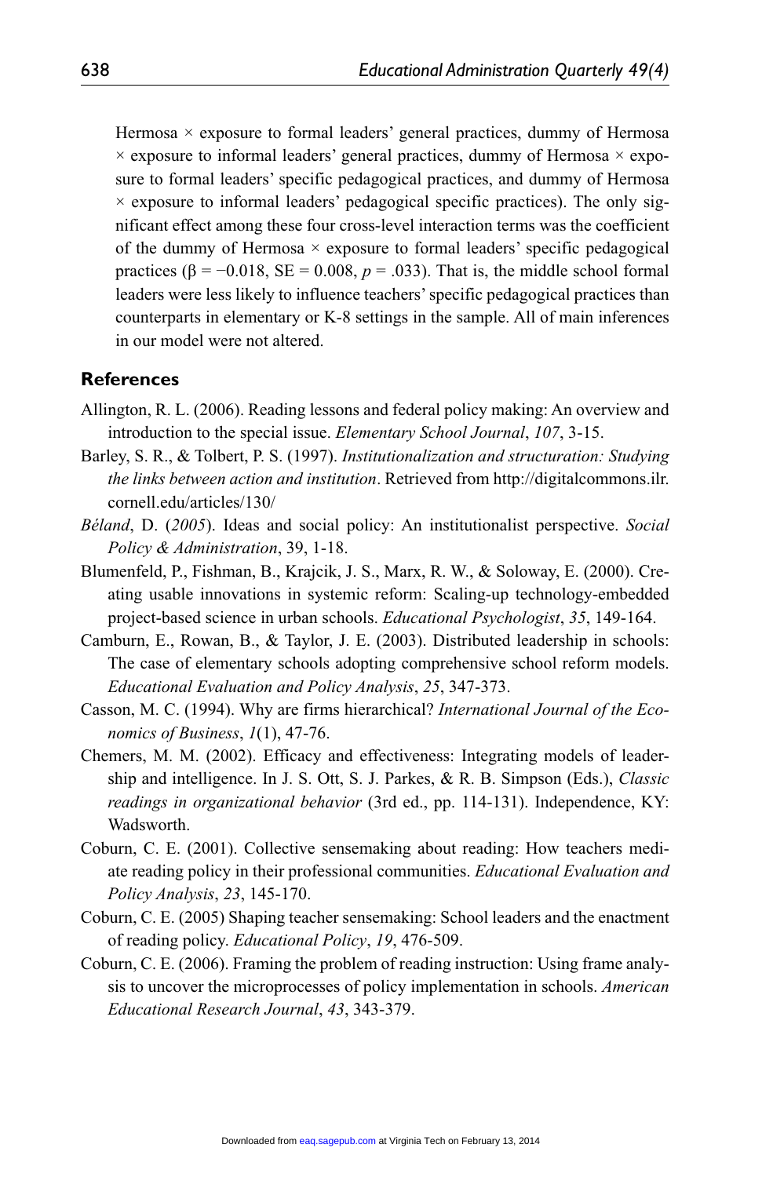Hermosa × exposure to formal leaders' general practices, dummy of Hermosa × exposure to informal leaders' general practices, dummy of Hermosa × exposure to formal leaders' specific pedagogical practices, and dummy of Hermosa × exposure to informal leaders' pedagogical specific practices). The only significant effect among these four cross-level interaction terms was the coefficient of the dummy of Hermosa × exposure to formal leaders' specific pedagogical practices ($\beta = -0.018$, $SE = 0.008$, $p = .033$). That is, the middle school formal leaders were less likely to influence teachers' specific pedagogical practices than counterparts in elementary or K-8 settings in the sample. All of main inferences in our model were not altered.

## References

Allington, R. L. (2006). Reading lessons and federal policy making: An overview and introduction to the special issue. *Elementary School Journal*, *107*, 3-15.

Barley, S. R., & Tolbert, P. S. (1997). *Institutionalization and structuration: Studying the links between action and institution*. Retrieved from http://digitalcommons.ilr.cornell.edu/articles/130/

*Béland*, D. (*2005*). Ideas and social policy: An institutionalist perspective. *Social Policy & Administration*, 39, 1-18.

Blumenfeld, P., Fishman, B., Krajcik, J. S., Marx, R. W., & Soloway, E. (2000). Creating usable innovations in systemic reform: Scaling-up technology-embedded project-based science in urban schools. *Educational Psychologist*, *35*, 149-164.

Camburn, E., Rowan, B., & Taylor, J. E. (2003). Distributed leadership in schools: The case of elementary schools adopting comprehensive school reform models. *Educational Evaluation and Policy Analysis*, *25*, 347-373.

Casson, M. C. (1994). Why are firms hierarchical? *International Journal of the Economics of Business*, *1*(1), 47-76.

Chemers, M. M. (2002). Efficacy and effectiveness: Integrating models of leadership and intelligence. In J. S. Ott, S. J. Parkes, & R. B. Simpson (Eds.), *Classic readings in organizational behavior* (3rd ed., pp. 114-131). Independence, KY: Wadsworth.

Coburn, C. E. (2001). Collective sensemaking about reading: How teachers mediate reading policy in their professional communities. *Educational Evaluation and Policy Analysis*, *23*, 145-170.

Coburn, C. E. (2005) Shaping teacher sensemaking: School leaders and the enactment of reading policy. *Educational Policy*, *19*, 476-509.

Coburn, C. E. (2006). Framing the problem of reading instruction: Using frame analysis to uncover the microprocesses of policy implementation in schools. *American Educational Research Journal*, *43*, 343-379.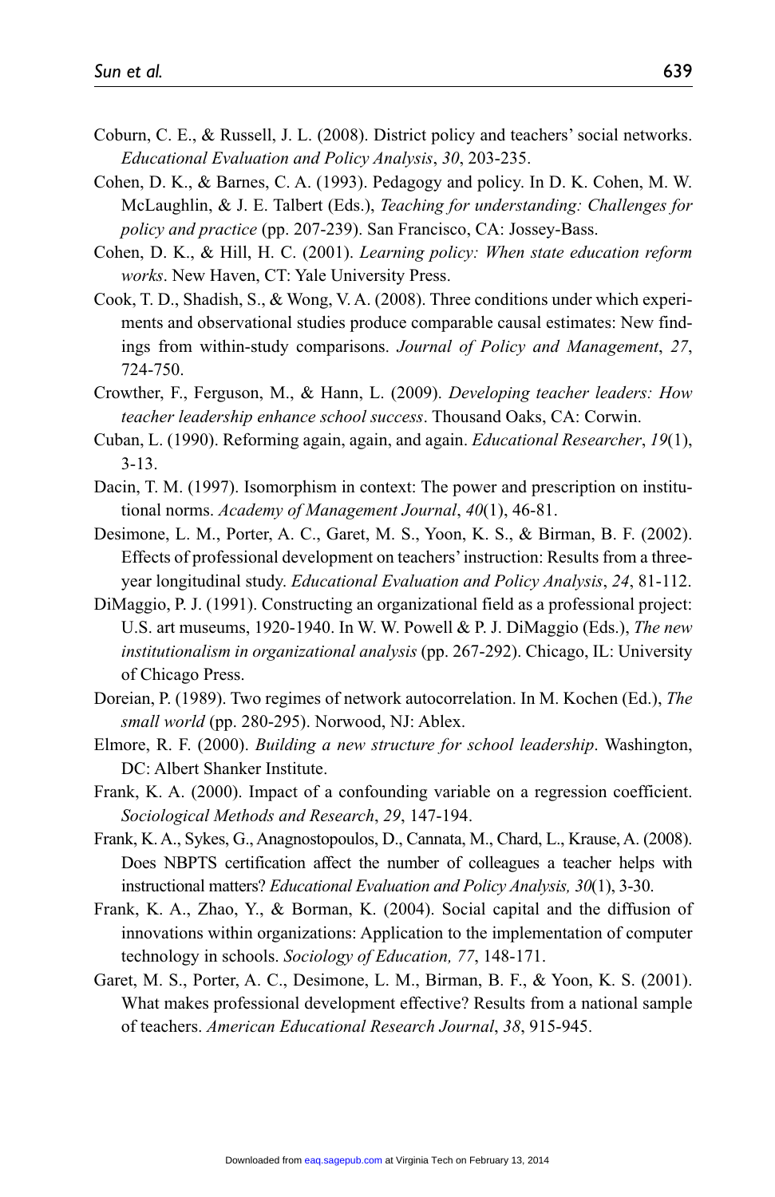Coburn, C. E., & Russell, J. L. (2008). District policy and teachers' social networks. *Educational Evaluation and Policy Analysis*, *30*, 203-235.

Cohen, D. K., & Barnes, C. A. (1993). Pedagogy and policy. In D. K. Cohen, M. W. McLaughlin, & J. E. Talbert (Eds.), *Teaching for understanding: Challenges for policy and practice* (pp. 207-239). San Francisco, CA: Jossey-Bass.

Cohen, D. K., & Hill, H. C. (2001). *Learning policy: When state education reform works*. New Haven, CT: Yale University Press.

Cook, T. D., Shadish, S., & Wong, V. A. (2008). Three conditions under which experiments and observational studies produce comparable causal estimates: New findings from within-study comparisons. *Journal of Policy and Management*, *27*, 724-750.

Crowther, F., Ferguson, M., & Hann, L. (2009). *Developing teacher leaders: How teacher leadership enhance school success*. Thousand Oaks, CA: Corwin.

Cuban, L. (1990). Reforming again, again, and again. *Educational Researcher*, *19*(1), 3-13.

Dacin, T. M. (1997). Isomorphism in context: The power and prescription on institutional norms. *Academy of Management Journal*, *40*(1), 46-81.

Desimone, L. M., Porter, A. C., Garet, M. S., Yoon, K. S., & Birman, B. F. (2002). Effects of professional development on teachers' instruction: Results from a three-year longitudinal study. *Educational Evaluation and Policy Analysis*, *24*, 81-112.

DiMaggio, P. J. (1991). Constructing an organizational field as a professional project: U.S. art museums, 1920-1940. In W. W. Powell & P. J. DiMaggio (Eds.), *The new institutionalism in organizational analysis* (pp. 267-292). Chicago, IL: University of Chicago Press.

Doreian, P. (1989). Two regimes of network autocorrelation. In M. Kochen (Ed.), *The small world* (pp. 280-295). Norwood, NJ: Ablex.

Elmore, R. F. (2000). *Building a new structure for school leadership*. Washington, DC: Albert Shanker Institute.

Frank, K. A. (2000). Impact of a confounding variable on a regression coefficient. *Sociological Methods and Research*, *29*, 147-194.

Frank, K. A., Sykes, G., Anagnostopoulos, D., Cannata, M., Chard, L., Krause, A. (2008). Does NBPTS certification affect the number of colleagues a teacher helps with instructional matters? *Educational Evaluation and Policy Analysis, 30*(1), 3-30.

Frank, K. A., Zhao, Y., & Borman, K. (2004). Social capital and the diffusion of innovations within organizations: Application to the implementation of computer technology in schools. *Sociology of Education, 77*, 148-171.

Garet, M. S., Porter, A. C., Desimone, L. M., Birman, B. F., & Yoon, K. S. (2001). What makes professional development effective? Results from a national sample of teachers. *American Educational Research Journal*, *38*, 915-945.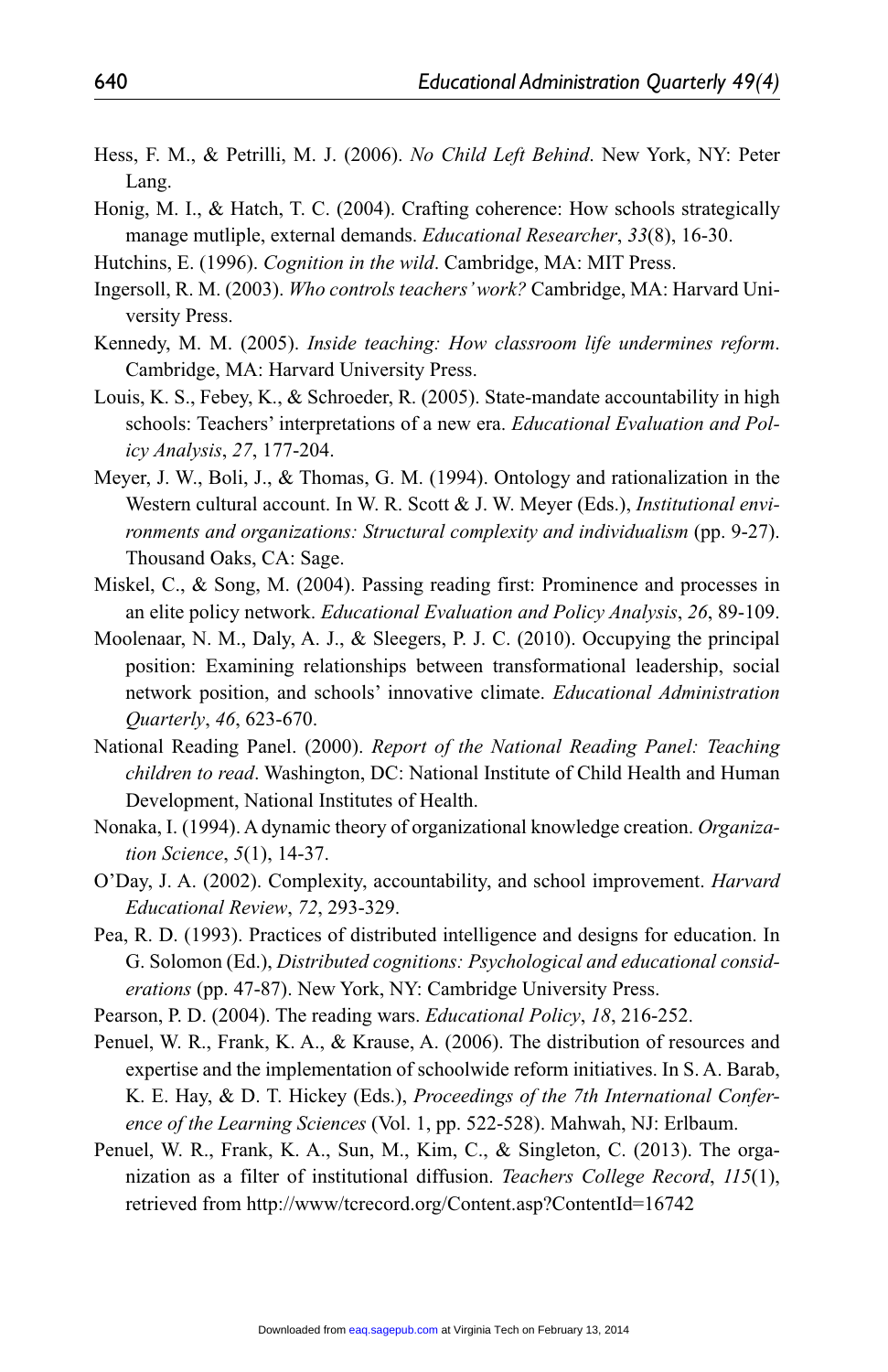Hess, F. M., & Petrilli, M. J. (2006). *No Child Left Behind*. New York, NY: Peter Lang.

Honig, M. I., & Hatch, T. C. (2004). Crafting coherence: How schools strategically manage mutliple, external demands. *Educational Researcher*, *33*(8), 16-30.

Hutchins, E. (1996). *Cognition in the wild*. Cambridge, MA: MIT Press.

Ingersoll, R. M. (2003). *Who controls teachers' work?* Cambridge, MA: Harvard University Press.

Kennedy, M. M. (2005). *Inside teaching: How classroom life undermines reform*. Cambridge, MA: Harvard University Press.

Louis, K. S., Febey, K., & Schroeder, R. (2005). State-mandate accountability in high schools: Teachers' interpretations of a new era. *Educational Evaluation and Policy Analysis*, *27*, 177-204.

Meyer, J. W., Boli, J., & Thomas, G. M. (1994). Ontology and rationalization in the Western cultural account. In W. R. Scott & J. W. Meyer (Eds.), *Institutional environments and organizations: Structural complexity and individualism* (pp. 9-27). Thousand Oaks, CA: Sage.

Miskel, C., & Song, M. (2004). Passing reading first: Prominence and processes in an elite policy network. *Educational Evaluation and Policy Analysis*, *26*, 89-109.

Moolenaar, N. M., Daly, A. J., & Sleegers, P. J. C. (2010). Occupying the principal position: Examining relationships between transformational leadership, social network position, and schools' innovative climate. *Educational Administration Quarterly*, *46*, 623-670.

National Reading Panel. (2000). *Report of the National Reading Panel: Teaching children to read*. Washington, DC: National Institute of Child Health and Human Development, National Institutes of Health.

Nonaka, I. (1994). A dynamic theory of organizational knowledge creation. *Organization Science*, *5*(1), 14-37.

O'Day, J. A. (2002). Complexity, accountability, and school improvement. *Harvard Educational Review*, *72*, 293-329.

Pea, R. D. (1993). Practices of distributed intelligence and designs for education. In G. Solomon (Ed.), *Distributed cognitions: Psychological and educational considerations* (pp. 47-87). New York, NY: Cambridge University Press.

Pearson, P. D. (2004). The reading wars. *Educational Policy*, *18*, 216-252.

Penuel, W. R., Frank, K. A., & Krause, A. (2006). The distribution of resources and expertise and the implementation of schoolwide reform initiatives. In S. A. Barab, K. E. Hay, & D. T. Hickey (Eds.), *Proceedings of the 7th International Conference of the Learning Sciences* (Vol. 1, pp. 522-528). Mahwah, NJ: Erlbaum.

Penuel, W. R., Frank, K. A., Sun, M., Kim, C., & Singleton, C. (2013). The organization as a filter of institutional diffusion. *Teachers College Record*, *115*(1), retrieved from http://www/tcrecord.org/Content.asp?ContentId=16742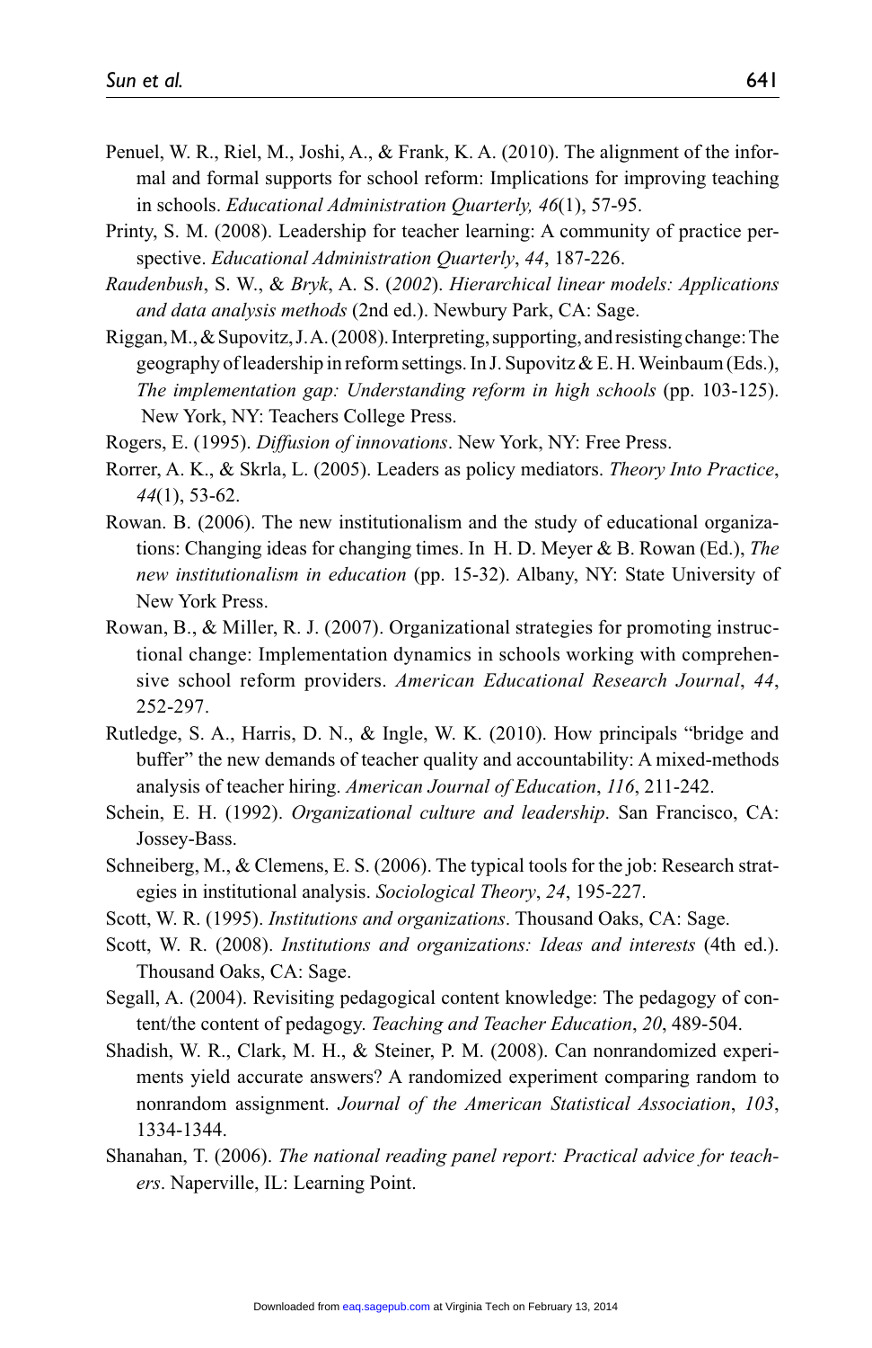Penuel, W. R., Riel, M., Joshi, A., & Frank, K. A. (2010). The alignment of the informal and formal supports for school reform: Implications for improving teaching in schools. *Educational Administration Quarterly, 46*(1), 57-95.

Printy, S. M. (2008). Leadership for teacher learning: A community of practice perspective. *Educational Administration Quarterly*, *44*, 187-226.

*Raudenbush*, S. W., & *Bryk*, A. S. (*2002*). *Hierarchical linear models: Applications and data analysis methods* (2nd ed.). Newbury Park, CA: Sage.

Riggan, M., & Supovitz, J. A. (2008). Interpreting, supporting, and resisting change: The geography of leadership in reform settings. In J. Supovitz & E. H. Weinbaum (Eds.), *The implementation gap: Understanding reform in high schools* (pp. 103-125). New York, NY: Teachers College Press.

Rogers, E. (1995). *Diffusion of innovations*. New York, NY: Free Press.

Rorrer, A. K., & Skrla, L. (2005). Leaders as policy mediators. *Theory Into Practice*, *44*(1), 53-62.

Rowan. B. (2006). The new institutionalism and the study of educational organizations: Changing ideas for changing times. In H. D. Meyer & B. Rowan (Ed.), *The new institutionalism in education* (pp. 15-32). Albany, NY: State University of New York Press.

Rowan, B., & Miller, R. J. (2007). Organizational strategies for promoting instructional change: Implementation dynamics in schools working with comprehensive school reform providers. *American Educational Research Journal*, *44*, 252-297.

Rutledge, S. A., Harris, D. N., & Ingle, W. K. (2010). How principals "bridge and buffer" the new demands of teacher quality and accountability: A mixed-methods analysis of teacher hiring. *American Journal of Education*, *116*, 211-242.

Schein, E. H. (1992). *Organizational culture and leadership*. San Francisco, CA: Jossey-Bass.

Schneiberg, M., & Clemens, E. S. (2006). The typical tools for the job: Research strategies in institutional analysis. *Sociological Theory*, *24*, 195-227.

Scott, W. R. (1995). *Institutions and organizations*. Thousand Oaks, CA: Sage.

Scott, W. R. (2008). *Institutions and organizations: Ideas and interests* (4th ed.). Thousand Oaks, CA: Sage.

Segall, A. (2004). Revisiting pedagogical content knowledge: The pedagogy of content/the content of pedagogy. *Teaching and Teacher Education*, *20*, 489-504.

Shadish, W. R., Clark, M. H., & Steiner, P. M. (2008). Can nonrandomized experiments yield accurate answers? A randomized experiment comparing random to nonrandom assignment. *Journal of the American Statistical Association*, *103*, 1334-1344.

Shanahan, T. (2006). *The national reading panel report: Practical advice for teachers*. Naperville, IL: Learning Point.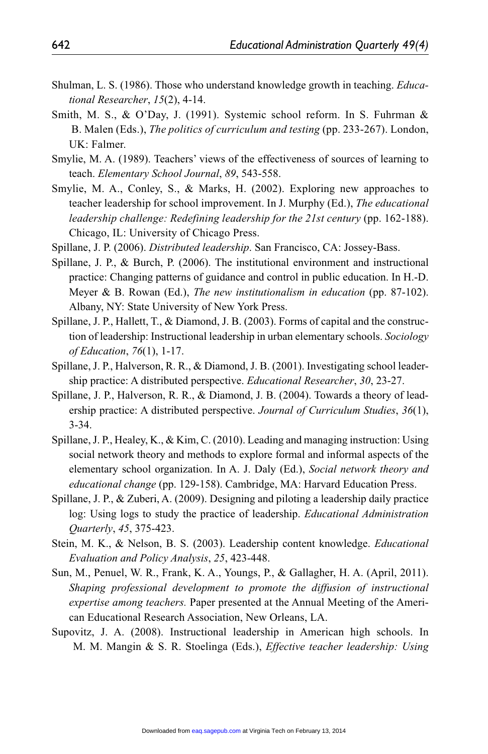Shulman, L. S. (1986). Those who understand knowledge growth in teaching. *Educational Researcher*, *15*(2), 4-14.

Smith, M. S., & O'Day, J. (1991). Systemic school reform. In S. Fuhrman & B. Malen (Eds.), *The politics of curriculum and testing* (pp. 233-267). London, UK: Falmer.

Smylie, M. A. (1989). Teachers' views of the effectiveness of sources of learning to teach. *Elementary School Journal*, *89*, 543-558.

Smylie, M. A., Conley, S., & Marks, H. (2002). Exploring new approaches to teacher leadership for school improvement. In J. Murphy (Ed.), *The educational leadership challenge: Redefining leadership for the 21st century* (pp. 162-188). Chicago, IL: University of Chicago Press.

Spillane, J. P. (2006). *Distributed leadership*. San Francisco, CA: Jossey-Bass.

Spillane, J. P., & Burch, P. (2006). The institutional environment and instructional practice: Changing patterns of guidance and control in public education. In H.-D. Meyer & B. Rowan (Ed.), *The new institutionalism in education* (pp. 87-102). Albany, NY: State University of New York Press.

Spillane, J. P., Hallett, T., & Diamond, J. B. (2003). Forms of capital and the construction of leadership: Instructional leadership in urban elementary schools. *Sociology of Education*, *76*(1), 1-17.

Spillane, J. P., Halverson, R. R., & Diamond, J. B. (2001). Investigating school leadership practice: A distributed perspective. *Educational Researcher*, *30*, 23-27.

Spillane, J. P., Halverson, R. R., & Diamond, J. B. (2004). Towards a theory of leadership practice: A distributed perspective. *Journal of Curriculum Studies*, *36*(1), 3-34.

Spillane, J. P., Healey, K., & Kim, C. (2010). Leading and managing instruction: Using social network theory and methods to explore formal and informal aspects of the elementary school organization. In A. J. Daly (Ed.), *Social network theory and educational change* (pp. 129-158). Cambridge, MA: Harvard Education Press.

Spillane, J. P., & Zuberi, A. (2009). Designing and piloting a leadership daily practice log: Using logs to study the practice of leadership. *Educational Administration Quarterly*, *45*, 375-423.

Stein, M. K., & Nelson, B. S. (2003). Leadership content knowledge. *Educational Evaluation and Policy Analysis*, *25*, 423-448.

Sun, M., Penuel, W. R., Frank, K. A., Youngs, P., & Gallagher, H. A. (April, 2011). *Shaping professional development to promote the diffusion of instructional expertise among teachers.* Paper presented at the Annual Meeting of the American Educational Research Association, New Orleans, LA.

Supovitz, J. A. (2008). Instructional leadership in American high schools. In M. M. Mangin & S. R. Stoelinga (Eds.), *Effective teacher leadership: Using*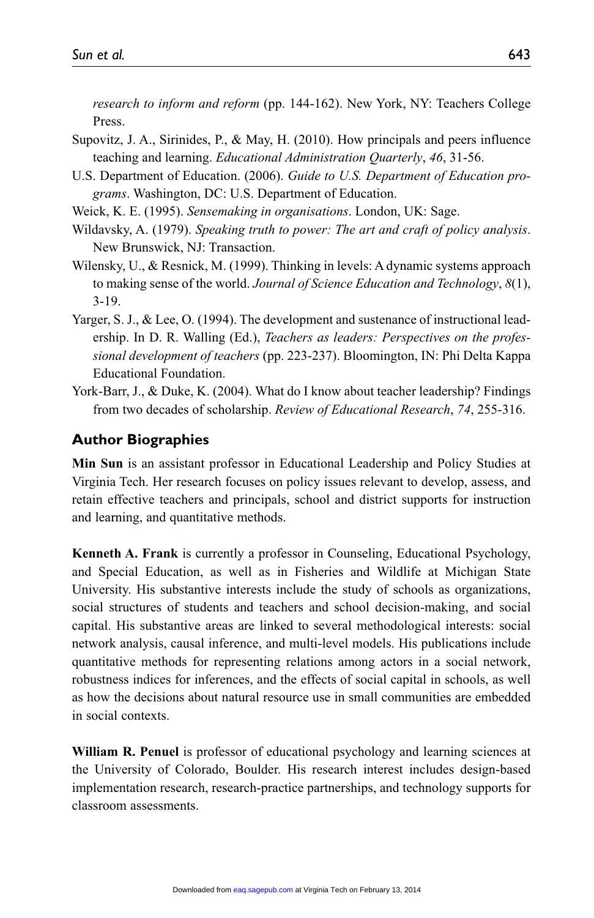*research to inform and reform* (pp. 144-162). New York, NY: Teachers College Press.

Supovitz, J. A., Sirinides, P., & May, H. (2010). How principals and peers influence teaching and learning. *Educational Administration Quarterly*, *46*, 31-56.

U.S. Department of Education. (2006). *Guide to U.S. Department of Education programs*. Washington, DC: U.S. Department of Education.

Weick, K. E. (1995). *Sensemaking in organisations*. London, UK: Sage.

Wildavsky, A. (1979). *Speaking truth to power: The art and craft of policy analysis*. New Brunswick, NJ: Transaction.

Wilensky, U., & Resnick, M. (1999). Thinking in levels: A dynamic systems approach to making sense of the world. *Journal of Science Education and Technology*, *8*(1), 3-19.

Yarger, S. J., & Lee, O. (1994). The development and sustenance of instructional leadership. In D. R. Walling (Ed.), *Teachers as leaders: Perspectives on the professional development of teachers* (pp. 223-237). Bloomington, IN: Phi Delta Kappa Educational Foundation.

York-Barr, J., & Duke, K. (2004). What do I know about teacher leadership? Findings from two decades of scholarship. *Review of Educational Research*, *74*, 255-316.

## Author Biographies

**Min Sun** is an assistant professor in Educational Leadership and Policy Studies at Virginia Tech. Her research focuses on policy issues relevant to develop, assess, and retain effective teachers and principals, school and district supports for instruction and learning, and quantitative methods.

**Kenneth A. Frank** is currently a professor in Counseling, Educational Psychology, and Special Education, as well as in Fisheries and Wildlife at Michigan State University. His substantive interests include the study of schools as organizations, social structures of students and teachers and school decision-making, and social capital. His substantive areas are linked to several methodological interests: social network analysis, causal inference, and multi-level models. His publications include quantitative methods for representing relations among actors in a social network, robustness indices for inferences, and the effects of social capital in schools, as well as how the decisions about natural resource use in small communities are embedded in social contexts.

**William R. Penuel** is professor of educational psychology and learning sciences at the University of Colorado, Boulder. His research interest includes design-based implementation research, research-practice partnerships, and technology supports for classroom assessments.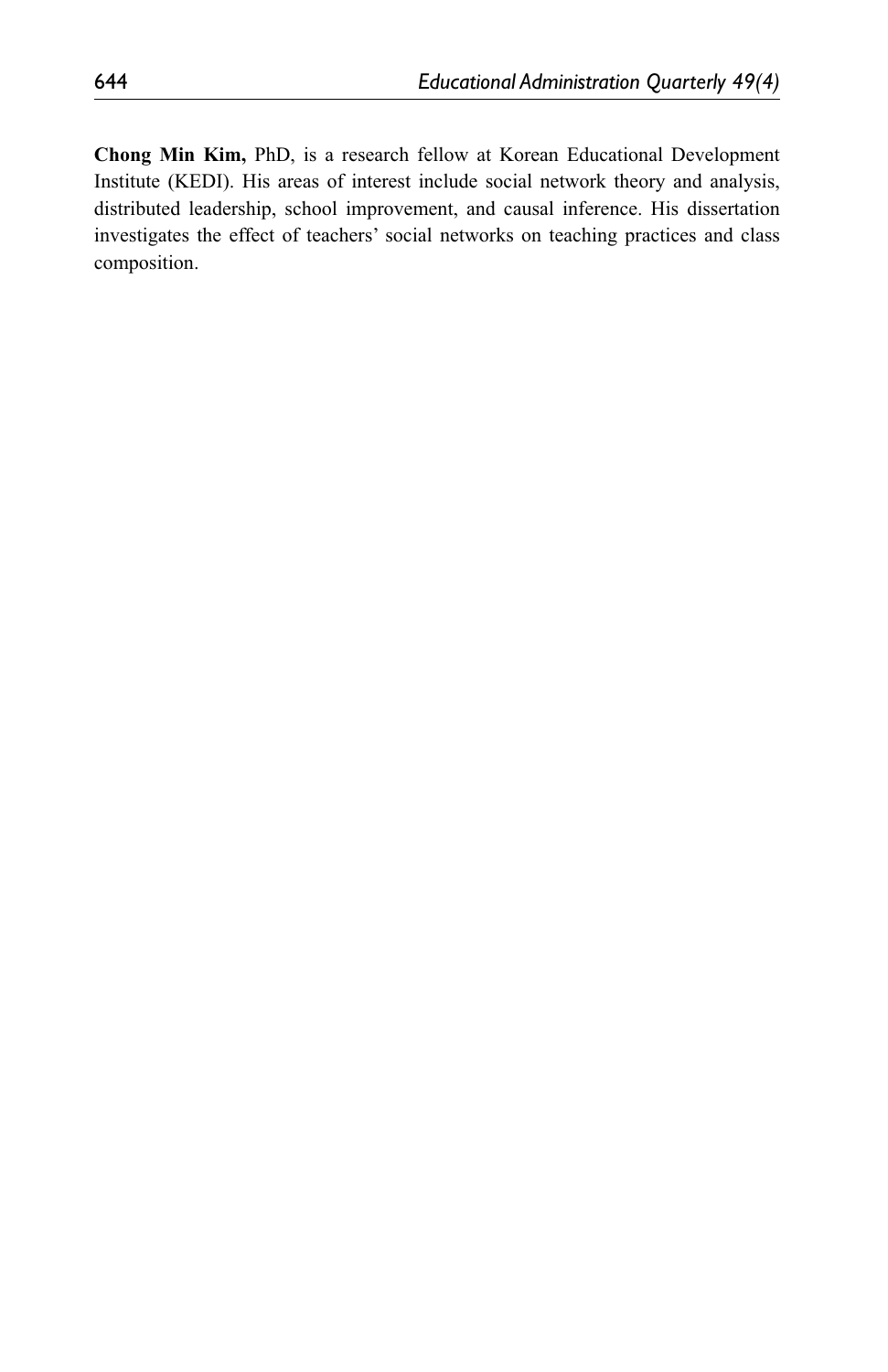**Chong Min Kim,** PhD, is a research fellow at Korean Educational Development Institute (KEDI). His areas of interest include social network theory and analysis, distributed leadership, school improvement, and causal inference. His dissertation investigates the effect of teachers' social networks on teaching practices and class composition.